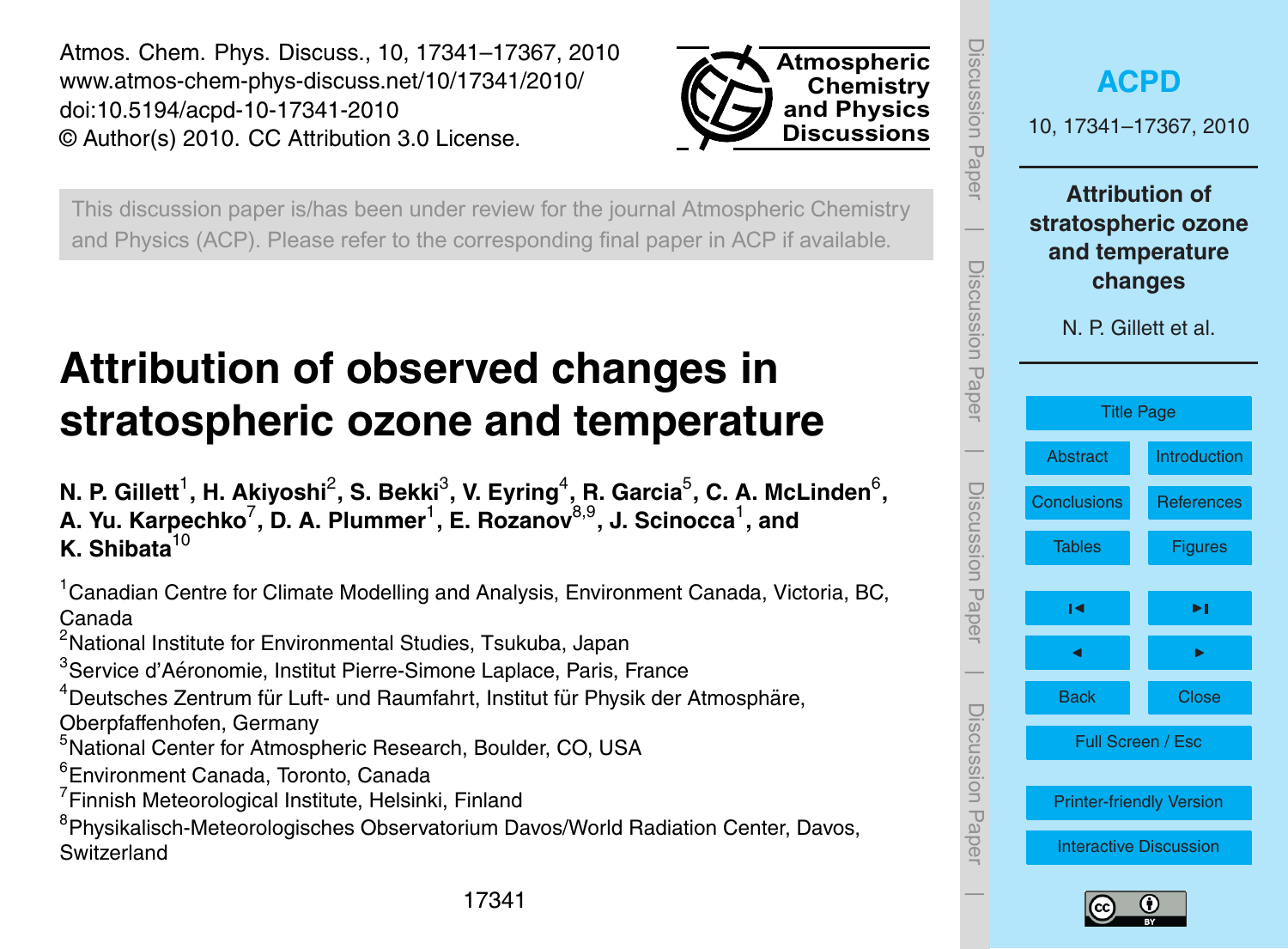Atmos. Chem. Phys. Discuss., 10, 17341–17367, 2010
www.atmos-chem-phys-discuss.net/10/17341/2010/
doi:10.5194/acpd-10-17341-2010
© Author(s) 2010. CC Attribution 3.0 License.

This discussion paper is/has been under review for the journal Atmospheric Chemistry and Physics (ACP). Please refer to the corresponding final paper in ACP if available.

# Attribution of observed changes in stratospheric ozone and temperature

**N. P. Gillett[1], H. Akiyoshi[2], S. Bekki[3], V. Eyring[4], R. Garcia[5], C. A. McLinden[6], A. Yu. Karpechko[7], D. A. Plummer[1], E. Rozanov[8,9], J. Scinocca[1], and K. Shibata[10]**

[1]Canadian Centre for Climate Modelling and Analysis, Environment Canada, Victoria, BC, Canada
[2]National Institute for Environmental Studies, Tsukuba, Japan
[3]Service d'Aéronomie, Institut Pierre-Simone Laplace, Paris, France
[4]Deutsches Zentrum für Luft- und Raumfahrt, Institut für Physik der Atmosphäre, Oberpfaffenhofen, Germany
[5]National Center for Atmospheric Research, Boulder, CO, USA
[6]Environment Canada, Toronto, Canada
[7]Finnish Meteorological Institute, Helsinki, Finland
[8]Physikalisch-Meteorologisches Observatorium Davos/World Radiation Center, Davos, Switzerland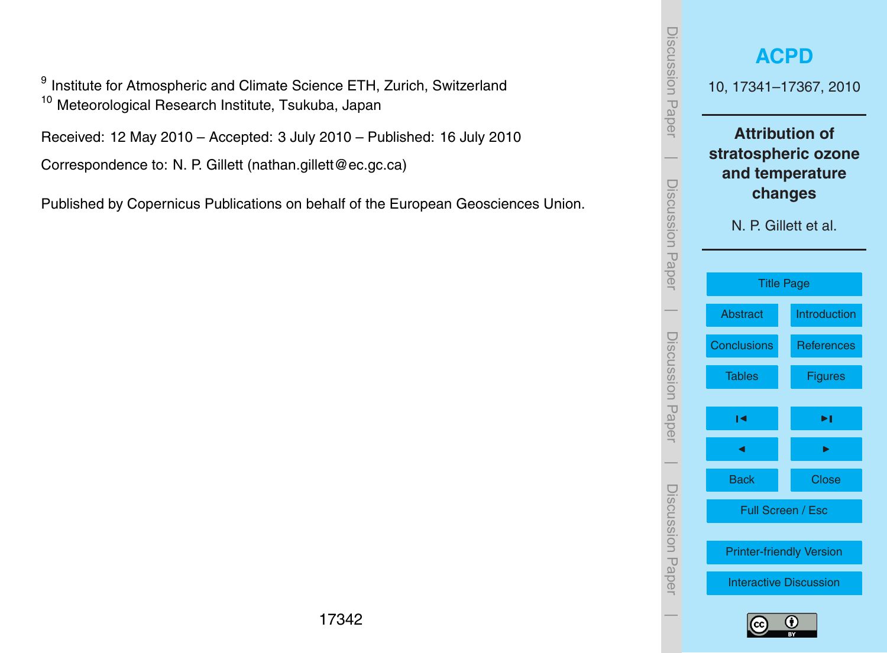[9] Institute for Atmospheric and Climate Science ETH, Zurich, Switzerland
[10] Meteorological Research Institute, Tsukuba, Japan

Received: 12 May 2010 – Accepted: 3 July 2010 – Published: 16 July 2010

Correspondence to: N. P. Gillett (nathan.gillett@ec.gc.ca)

Published by Copernicus Publications on behalf of the European Geosciences Union.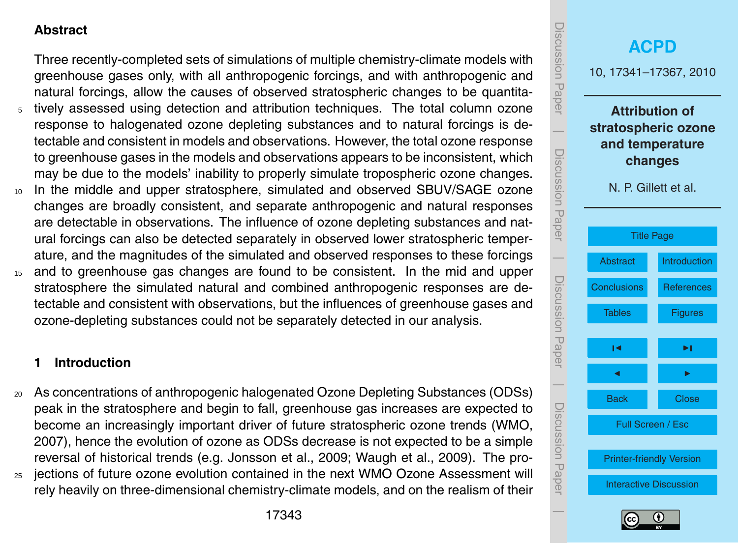## Abstract

Three recently-completed sets of simulations of multiple chemistry-climate models with greenhouse gases only, with all anthropogenic forcings, and with anthropogenic and natural forcings, allow the causes of observed stratospheric changes to be quantitatively assessed using detection and attribution techniques. The total column ozone response to halogenated ozone depleting substances and to natural forcings is detectable and consistent in models and observations. However, the total ozone response to greenhouse gases in the models and observations appears to be inconsistent, which may be due to the models' inability to properly simulate tropospheric ozone changes. In the middle and upper stratosphere, simulated and observed SBUV/SAGE ozone changes are broadly consistent, and separate anthropogenic and natural responses are detectable in observations. The influence of ozone depleting substances and natural forcings can also be detected separately in observed lower stratospheric temperature, and the magnitudes of the simulated and observed responses to these forcings and to greenhouse gas changes are found to be consistent. In the mid and upper stratosphere the simulated natural and combined anthropogenic responses are detectable and consistent with observations, but the influences of greenhouse gases and ozone-depleting substances could not be separately detected in our analysis.

## 1 Introduction

As concentrations of anthropogenic halogenated Ozone Depleting Substances (ODSs) peak in the stratosphere and begin to fall, greenhouse gas increases are expected to become an increasingly important driver of future stratospheric ozone trends (WMO, 2007), hence the evolution of ozone as ODSs decrease is not expected to be a simple reversal of historical trends (e.g. Jonsson et al., 2009; Waugh et al., 2009). The projections of future ozone evolution contained in the next WMO Ozone Assessment will rely heavily on three-dimensional chemistry-climate models, and on the realism of their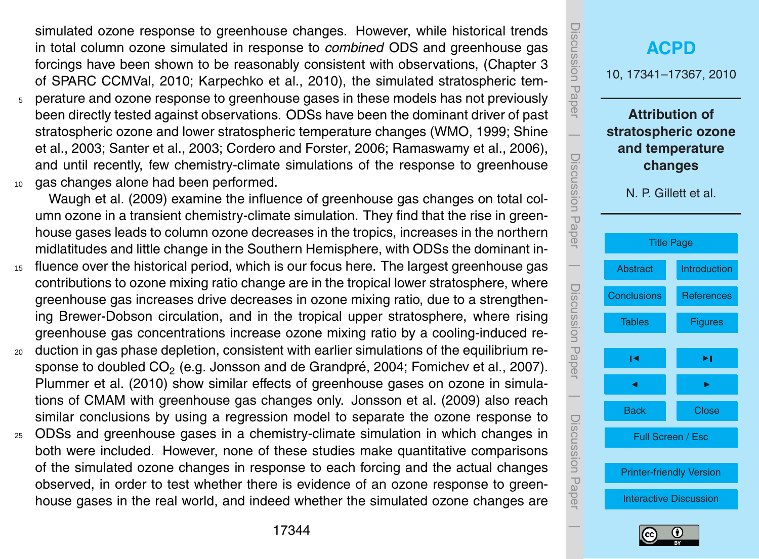simulated ozone response to greenhouse changes. However, while historical trends in total column ozone simulated in response to *combined* ODS and greenhouse gas forcings have been shown to be reasonably consistent with observations, (Chapter 3 of SPARC CCMVal, 2010; Karpechko et al., 2010), the simulated stratospheric temperature and ozone response to greenhouse gases in these models has not previously been directly tested against observations. ODSs have been the dominant driver of past stratospheric ozone and lower stratospheric temperature changes (WMO, 1999; Shine et al., 2003; Santer et al., 2003; Cordero and Forster, 2006; Ramaswamy et al., 2006), and until recently, few chemistry-climate simulations of the response to greenhouse gas changes alone had been performed.

Waugh et al. (2009) examine the influence of greenhouse gas changes on total column ozone in a transient chemistry-climate simulation. They find that the rise in greenhouse gases leads to column ozone decreases in the tropics, increases in the northern midlatitudes and little change in the Southern Hemisphere, with ODSs the dominant influence over the historical period, which is our focus here. The largest greenhouse gas contributions to ozone mixing ratio change are in the tropical lower stratosphere, where greenhouse gas increases drive decreases in ozone mixing ratio, due to a strengthening Brewer-Dobson circulation, and in the tropical upper stratosphere, where rising greenhouse gas concentrations increase ozone mixing ratio by a cooling-induced reduction in gas phase depletion, consistent with earlier simulations of the equilibrium response to doubled $CO_2$ (e.g. Jonsson and de Grandpré, 2004; Fomichev et al., 2007). Plummer et al. (2010) show similar effects of greenhouse gases on ozone in simulations of CMAM with greenhouse gas changes only. Jonsson et al. (2009) also reach similar conclusions by using a regression model to separate the ozone response to ODSs and greenhouse gases in a chemistry-climate simulation in which changes in both were included. However, none of these studies make quantitative comparisons of the simulated ozone changes in response to each forcing and the actual changes observed, in order to test whether there is evidence of an ozone response to greenhouse gases in the real world, and indeed whether the simulated ozone changes are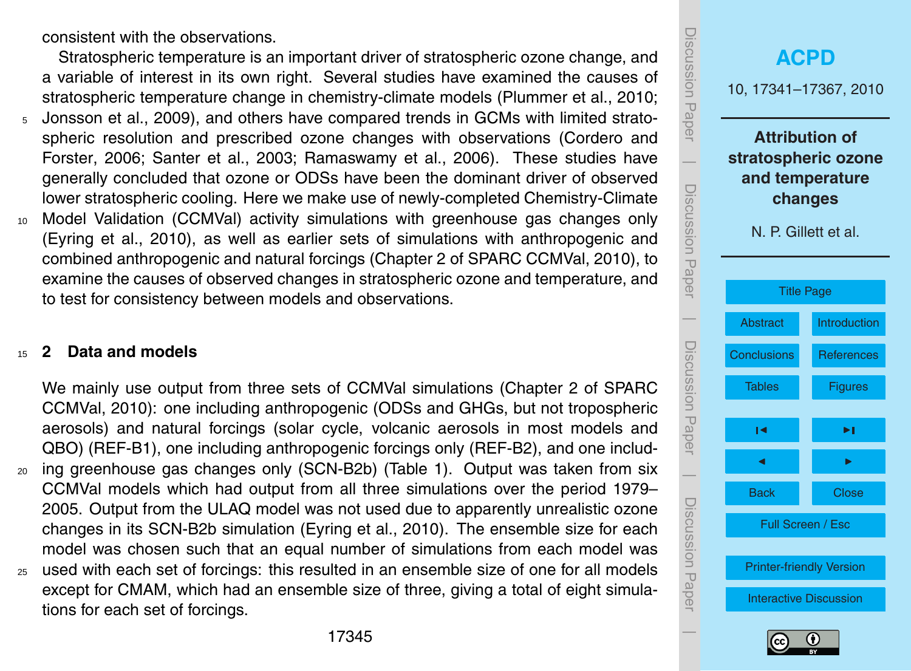consistent with the observations.

Stratospheric temperature is an important driver of stratospheric ozone change, and a variable of interest in its own right. Several studies have examined the causes of stratospheric temperature change in chemistry-climate models (Plummer et al., 2010; Jonsson et al., 2009), and others have compared trends in GCMs with limited stratospheric resolution and prescribed ozone changes with observations (Cordero and Forster, 2006; Santer et al., 2003; Ramaswamy et al., 2006). These studies have generally concluded that ozone or ODSs have been the dominant driver of observed lower stratospheric cooling. Here we make use of newly-completed Chemistry-Climate Model Validation (CCMVal) activity simulations with greenhouse gas changes only (Eyring et al., 2010), as well as earlier sets of simulations with anthropogenic and combined anthropogenic and natural forcings (Chapter 2 of SPARC CCMVal, 2010), to examine the causes of observed changes in stratospheric ozone and temperature, and to test for consistency between models and observations.

## 2 Data and models

We mainly use output from three sets of CCMVal simulations (Chapter 2 of SPARC CCMVal, 2010): one including anthropogenic (ODSs and GHGs, but not tropospheric aerosols) and natural forcings (solar cycle, volcanic aerosols in most models and QBO) (REF-B1), one including anthropogenic forcings only (REF-B2), and one including greenhouse gas changes only (SCN-B2b) (Table 1). Output was taken from six CCMVal models which had output from all three simulations over the period 1979–2005. Output from the ULAQ model was not used due to apparently unrealistic ozone changes in its SCN-B2b simulation (Eyring et al., 2010). The ensemble size for each model was chosen such that an equal number of simulations from each model was used with each set of forcings: this resulted in an ensemble size of one for all models except for CMAM, which had an ensemble size of three, giving a total of eight simulations for each set of forcings.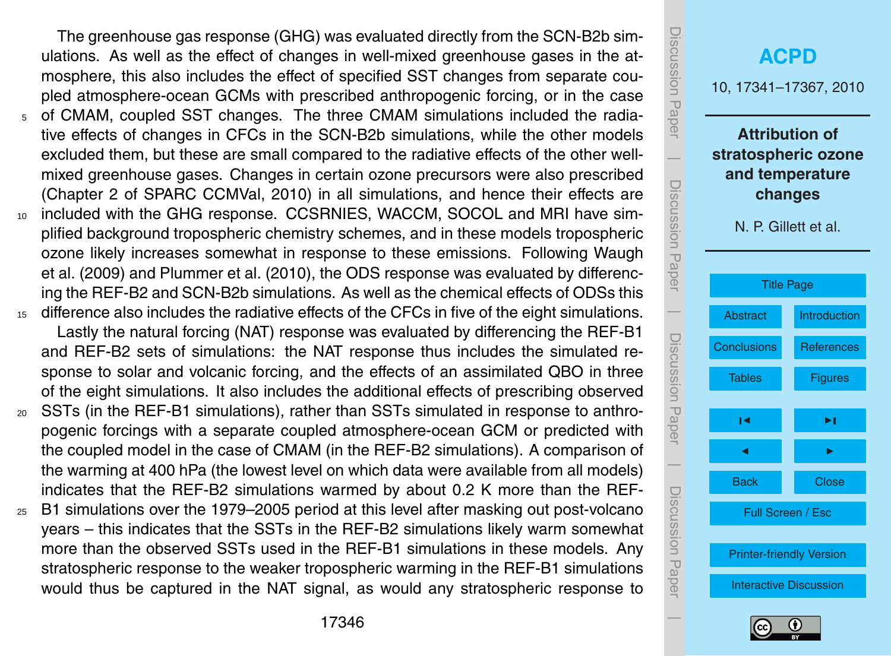The greenhouse gas response (GHG) was evaluated directly from the SCN-B2b simulations. As well as the effect of changes in well-mixed greenhouse gases in the atmosphere, this also includes the effect of specified SST changes from separate coupled atmosphere-ocean GCMs with prescribed anthropogenic forcing, or in the case of CMAM, coupled SST changes. The three CMAM simulations included the radiative effects of changes in CFCs in the SCN-B2b simulations, while the other models excluded them, but these are small compared to the radiative effects of the other well-mixed greenhouse gases. Changes in certain ozone precursors were also prescribed (Chapter 2 of SPARC CCMVal, 2010) in all simulations, and hence their effects are included with the GHG response. CCSRNIES, WACCM, SOCOL and MRI have simplified background tropospheric chemistry schemes, and in these models tropospheric ozone likely increases somewhat in response to these emissions. Following Waugh et al. (2009) and Plummer et al. (2010), the ODS response was evaluated by differencing the REF-B2 and SCN-B2b simulations. As well as the chemical effects of ODSs this difference also includes the radiative effects of the CFCs in five of the eight simulations.

Lastly the natural forcing (NAT) response was evaluated by differencing the REF-B1 and REF-B2 sets of simulations: the NAT response thus includes the simulated response to solar and volcanic forcing, and the effects of an assimilated QBO in three of the eight simulations. It also includes the additional effects of prescribing observed SSTs (in the REF-B1 simulations), rather than SSTs simulated in response to anthropogenic forcings with a separate coupled atmosphere-ocean GCM or predicted with the coupled model in the case of CMAM (in the REF-B2 simulations). A comparison of the warming at 400 hPa (the lowest level on which data were available from all models) indicates that the REF-B2 simulations warmed by about 0.2 K more than the REF-B1 simulations over the 1979–2005 period at this level after masking out post-volcano years – this indicates that the SSTs in the REF-B2 simulations likely warm somewhat more than the observed SSTs used in the REF-B1 simulations in these models. Any stratospheric response to the weaker tropospheric warming in the REF-B1 simulations would thus be captured in the NAT signal, as would any stratospheric response to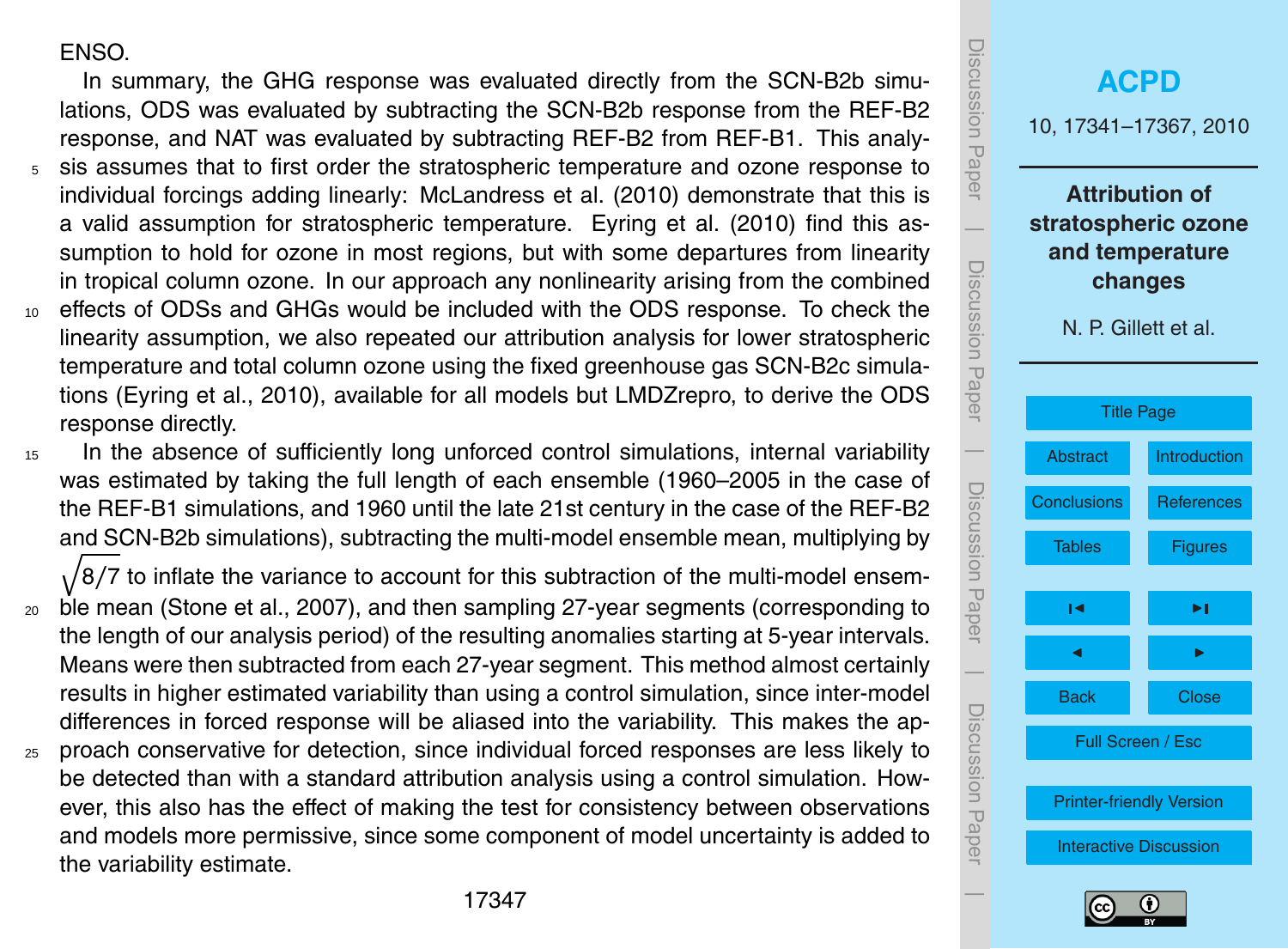ENSO.

In summary, the GHG response was evaluated directly from the SCN-B2b simulations, ODS was evaluated by subtracting the SCN-B2b response from the REF-B2 response, and NAT was evaluated by subtracting REF-B2 from REF-B1. This analysis assumes that to first order the stratospheric temperature and ozone response to individual forcings adding linearly: McLandress et al. (2010) demonstrate that this is a valid assumption for stratospheric temperature. Eyring et al. (2010) find this assumption to hold for ozone in most regions, but with some departures from linearity in tropical column ozone. In our approach any nonlinearity arising from the combined effects of ODSs and GHGs would be included with the ODS response. To check the linearity assumption, we also repeated our attribution analysis for lower stratospheric temperature and total column ozone using the fixed greenhouse gas SCN-B2c simulations (Eyring et al., 2010), available for all models but LMDZrepro, to derive the ODS response directly.

In the absence of sufficiently long unforced control simulations, internal variability was estimated by taking the full length of each ensemble (1960–2005 in the case of the REF-B1 simulations, and 1960 until the late 21st century in the case of the REF-B2 and SCN-B2b simulations), subtracting the multi-model ensemble mean, multiplying by $\sqrt{8/7}$ to inflate the variance to account for this subtraction of the multi-model ensemble mean (Stone et al., 2007), and then sampling 27-year segments (corresponding to the length of our analysis period) of the resulting anomalies starting at 5-year intervals. Means were then subtracted from each 27-year segment. This method almost certainly results in higher estimated variability than using a control simulation, since inter-model differences in forced response will be aliased into the variability. This makes the approach conservative for detection, since individual forced responses are less likely to be detected than with a standard attribution analysis using a control simulation. However, this also has the effect of making the test for consistency between observations and models more permissive, since some component of model uncertainty is added to the variability estimate.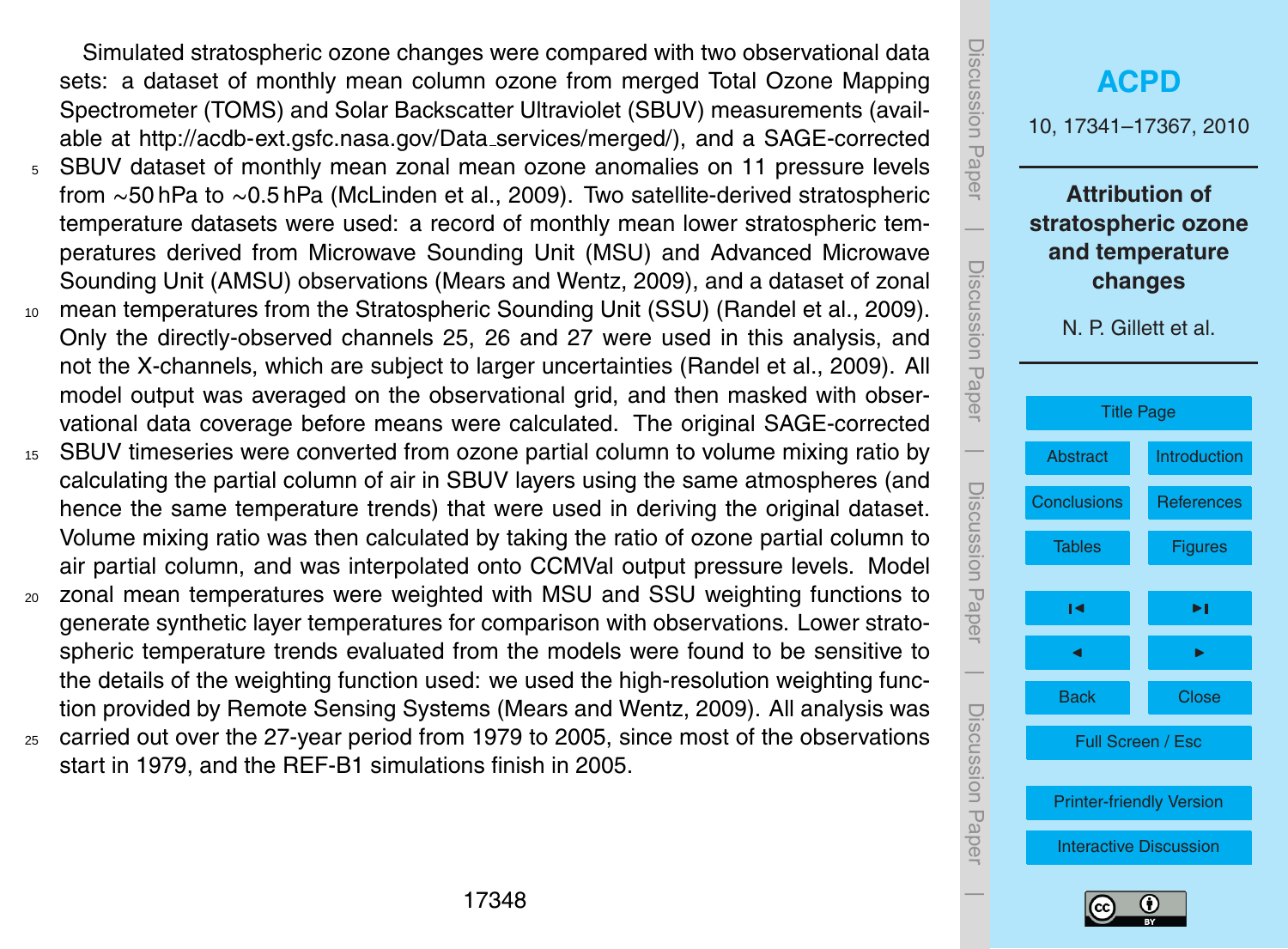Simulated stratospheric ozone changes were compared with two observational data sets: a dataset of monthly mean column ozone from merged Total Ozone Mapping Spectrometer (TOMS) and Solar Backscatter Ultraviolet (SBUV) measurements (available at http://acdb-ext.gsfc.nasa.gov/Data_services/merged/), and a SAGE-corrected SBUV dataset of monthly mean zonal mean ozone anomalies on 11 pressure levels from ~50 hPa to ~0.5 hPa (McLinden et al., 2009). Two satellite-derived stratospheric temperature datasets were used: a record of monthly mean lower stratospheric temperatures derived from Microwave Sounding Unit (MSU) and Advanced Microwave Sounding Unit (AMSU) observations (Mears and Wentz, 2009), and a dataset of zonal mean temperatures from the Stratospheric Sounding Unit (SSU) (Randel et al., 2009). Only the directly-observed channels 25, 26 and 27 were used in this analysis, and not the X-channels, which are subject to larger uncertainties (Randel et al., 2009). All model output was averaged on the observational grid, and then masked with observational data coverage before means were calculated. The original SAGE-corrected SBUV timeseries were converted from ozone partial column to volume mixing ratio by calculating the partial column of air in SBUV layers using the same atmospheres (and hence the same temperature trends) that were used in deriving the original dataset. Volume mixing ratio was then calculated by taking the ratio of ozone partial column to air partial column, and was interpolated onto CCMVal output pressure levels. Model zonal mean temperatures were weighted with MSU and SSU weighting functions to generate synthetic layer temperatures for comparison with observations. Lower stratospheric temperature trends evaluated from the models were found to be sensitive to the details of the weighting function used: we used the high-resolution weighting function provided by Remote Sensing Systems (Mears and Wentz, 2009). All analysis was carried out over the 27-year period from 1979 to 2005, since most of the observations start in 1979, and the REF-B1 simulations finish in 2005.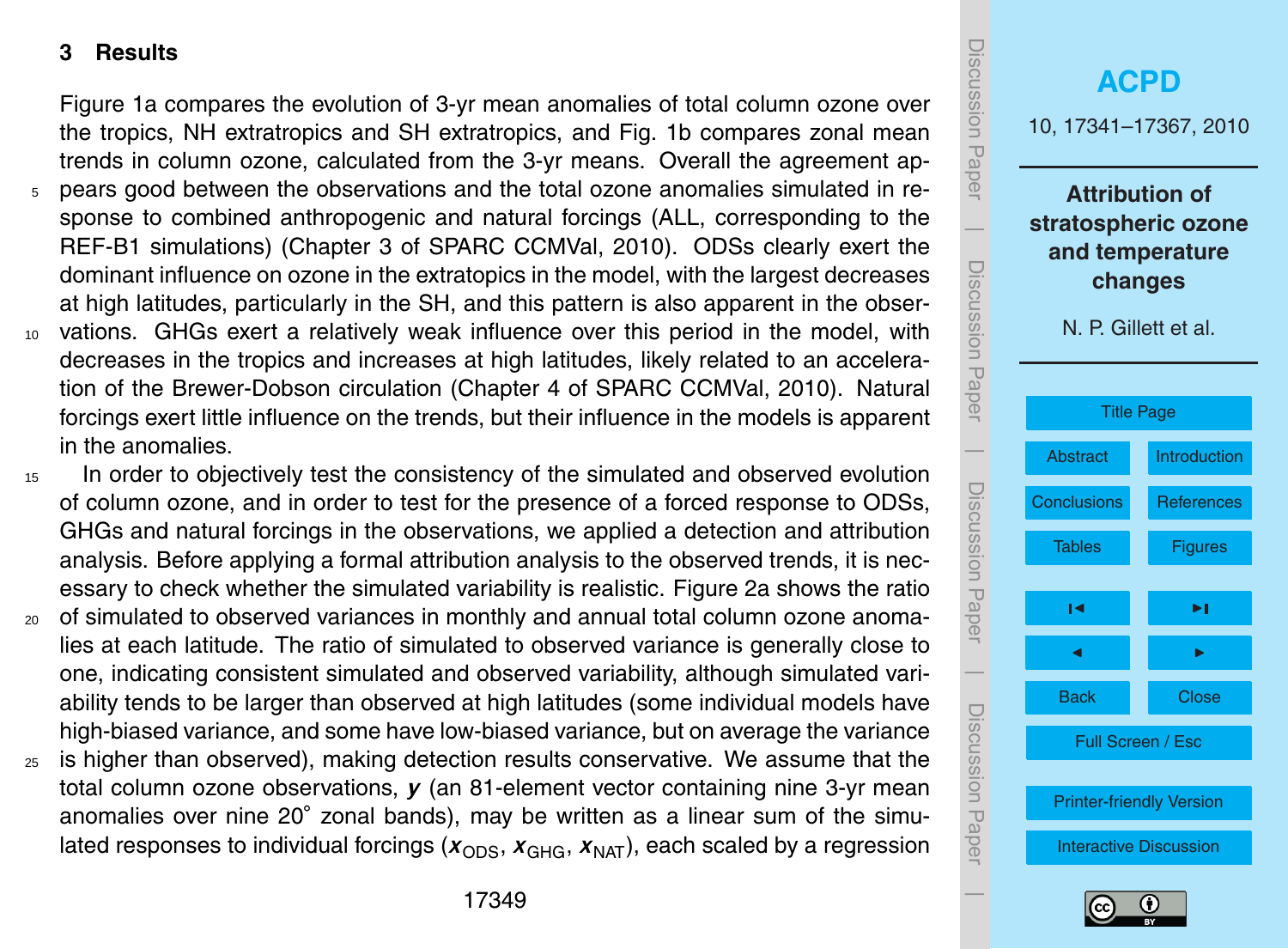## 3 Results

Figure 1a compares the evolution of 3-yr mean anomalies of total column ozone over the tropics, NH extratropics and SH extratropics, and Fig. 1b compares zonal mean trends in column ozone, calculated from the 3-yr means. Overall the agreement appears good between the observations and the total ozone anomalies simulated in response to combined anthropogenic and natural forcings (ALL, corresponding to the REF-B1 simulations) (Chapter 3 of SPARC CCMVal, 2010). ODSs clearly exert the dominant influence on ozone in the extratopics in the model, with the largest decreases at high latitudes, particularly in the SH, and this pattern is also apparent in the observations. GHGs exert a relatively weak influence over this period in the model, with decreases in the tropics and increases at high latitudes, likely related to an acceleration of the Brewer-Dobson circulation (Chapter 4 of SPARC CCMVal, 2010). Natural forcings exert little influence on the trends, but their influence in the models is apparent in the anomalies.

In order to objectively test the consistency of the simulated and observed evolution of column ozone, and in order to test for the presence of a forced response to ODSs, GHGs and natural forcings in the observations, we applied a detection and attribution analysis. Before applying a formal attribution analysis to the observed trends, it is necessary to check whether the simulated variability is realistic. Figure 2a shows the ratio of simulated to observed variances in monthly and annual total column ozone anomalies at each latitude. The ratio of simulated to observed variance is generally close to one, indicating consistent simulated and observed variability, although simulated variability tends to be larger than observed at high latitudes (some individual models have high-biased variance, and some have low-biased variance, but on average the variance is higher than observed), making detection results conservative. We assume that the total column ozone observations, $\boldsymbol{y}$ (an 81-element vector containing nine 3-yr mean anomalies over nine 20° zonal bands), may be written as a linear sum of the simulated responses to individual forcings ($\boldsymbol{x}_{\mathrm{ODS}}$, $\boldsymbol{x}_{\mathrm{GHG}}$, $\boldsymbol{x}_{\mathrm{NAT}}$), each scaled by a regression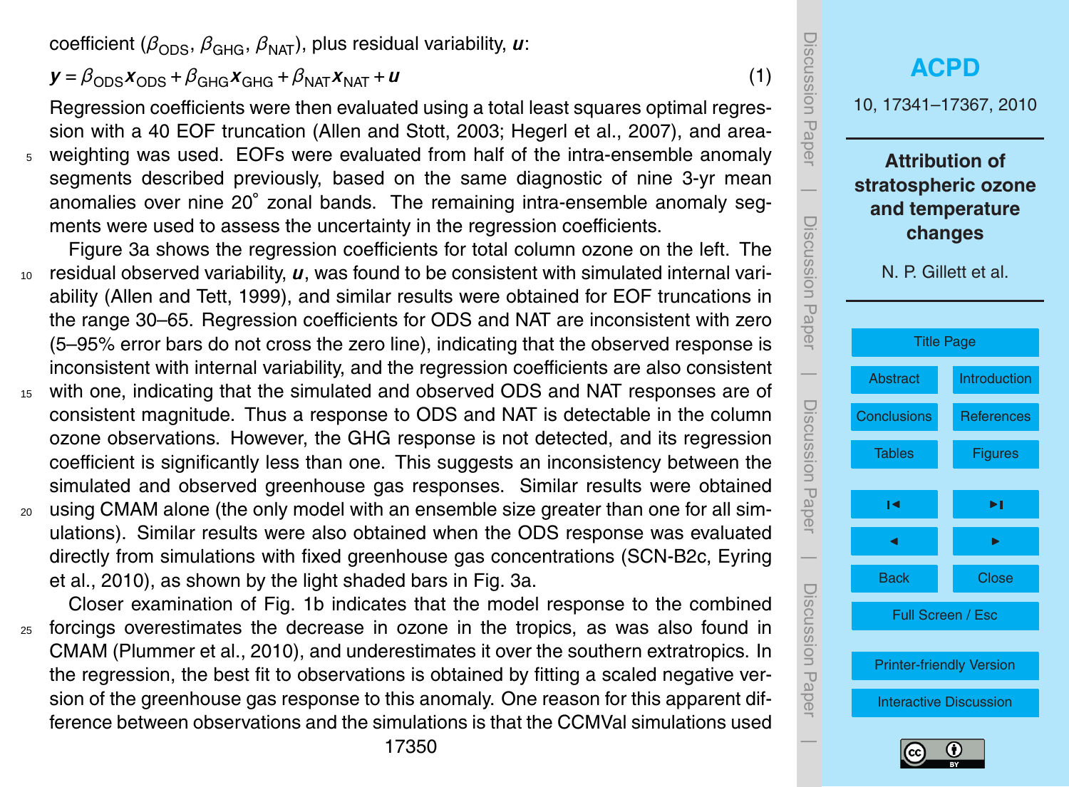coefficient ($\beta_{ODS}$, $\beta_{GHG}$, $\beta_{NAT}$), plus residual variability, $\boldsymbol{u}$:

$$\boldsymbol{y} = \beta_{ODS}\boldsymbol{x}_{ODS} + \beta_{GHG}\boldsymbol{x}_{GHG} + \beta_{NAT}\boldsymbol{x}_{NAT} + \boldsymbol{u} \tag{1}$$

Regression coefficients were then evaluated using a total least squares optimal regression with a 40 EOF truncation (Allen and Stott, 2003; Hegerl et al., 2007), and area-weighting was used. EOFs were evaluated from half of the intra-ensemble anomaly segments described previously, based on the same diagnostic of nine 3-yr mean anomalies over nine 20° zonal bands. The remaining intra-ensemble anomaly segments were used to assess the uncertainty in the regression coefficients.

Figure 3a shows the regression coefficients for total column ozone on the left. The residual observed variability, $\boldsymbol{u}$, was found to be consistent with simulated internal variability (Allen and Tett, 1999), and similar results were obtained for EOF truncations in the range 30–65. Regression coefficients for ODS and NAT are inconsistent with zero (5–95% error bars do not cross the zero line), indicating that the observed response is inconsistent with internal variability, and the regression coefficients are also consistent with one, indicating that the simulated and observed ODS and NAT responses are of consistent magnitude. Thus a response to ODS and NAT is detectable in the column ozone observations. However, the GHG response is not detected, and its regression coefficient is significantly less than one. This suggests an inconsistency between the simulated and observed greenhouse gas responses. Similar results were obtained using CMAM alone (the only model with an ensemble size greater than one for all simulations). Similar results were also obtained when the ODS response was evaluated directly from simulations with fixed greenhouse gas concentrations (SCN-B2c, Eyring et al., 2010), as shown by the light shaded bars in Fig. 3a.

Closer examination of Fig. 1b indicates that the model response to the combined forcings overestimates the decrease in ozone in the tropics, as was also found in CMAM (Plummer et al., 2010), and underestimates it over the southern extratropics. In the regression, the best fit to observations is obtained by fitting a scaled negative version of the greenhouse gas response to this anomaly. One reason for this apparent difference between observations and the simulations is that the CCMVal simulations used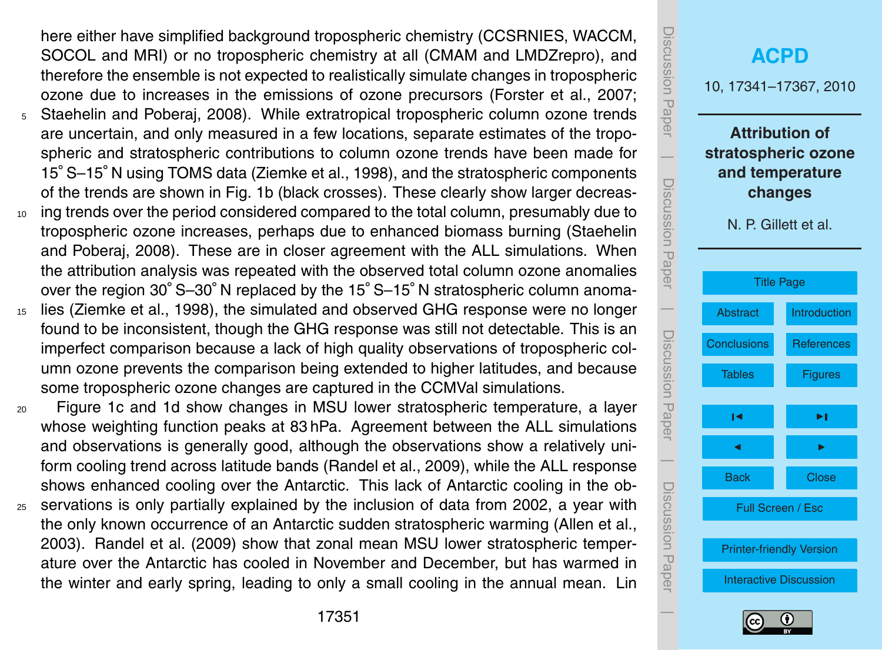here either have simplified background tropospheric chemistry (CCSRNIES, WACCM, SOCOL and MRI) or no tropospheric chemistry at all (CMAM and LMDZrepro), and therefore the ensemble is not expected to realistically simulate changes in tropospheric ozone due to increases in the emissions of ozone precursors (Forster et al., 2007; Staehelin and Poberaj, 2008). While extratropical tropospheric column ozone trends are uncertain, and only measured in a few locations, separate estimates of the tropospheric and stratospheric contributions to column ozone trends have been made for 15° S–15° N using TOMS data (Ziemke et al., 1998), and the stratospheric components of the trends are shown in Fig. 1b (black crosses). These clearly show larger decreasing trends over the period considered compared to the total column, presumably due to tropospheric ozone increases, perhaps due to enhanced biomass burning (Staehelin and Poberaj, 2008). These are in closer agreement with the ALL simulations. When the attribution analysis was repeated with the observed total column ozone anomalies over the region 30° S–30° N replaced by the 15° S–15° N stratospheric column anomalies (Ziemke et al., 1998), the simulated and observed GHG response were no longer found to be inconsistent, though the GHG response was still not detectable. This is an imperfect comparison because a lack of high quality observations of tropospheric column ozone prevents the comparison being extended to higher latitudes, and because some tropospheric ozone changes are captured in the CCMVal simulations.

Figure 1c and 1d show changes in MSU lower stratospheric temperature, a layer whose weighting function peaks at 83 hPa. Agreement between the ALL simulations and observations is generally good, although the observations show a relatively uniform cooling trend across latitude bands (Randel et al., 2009), while the ALL response shows enhanced cooling over the Antarctic. This lack of Antarctic cooling in the observations is only partially explained by the inclusion of data from 2002, a year with the only known occurrence of an Antarctic sudden stratospheric warming (Allen et al., 2003). Randel et al. (2009) show that zonal mean MSU lower stratospheric temperature over the Antarctic has cooled in November and December, but has warmed in the winter and early spring, leading to only a small cooling in the annual mean. Lin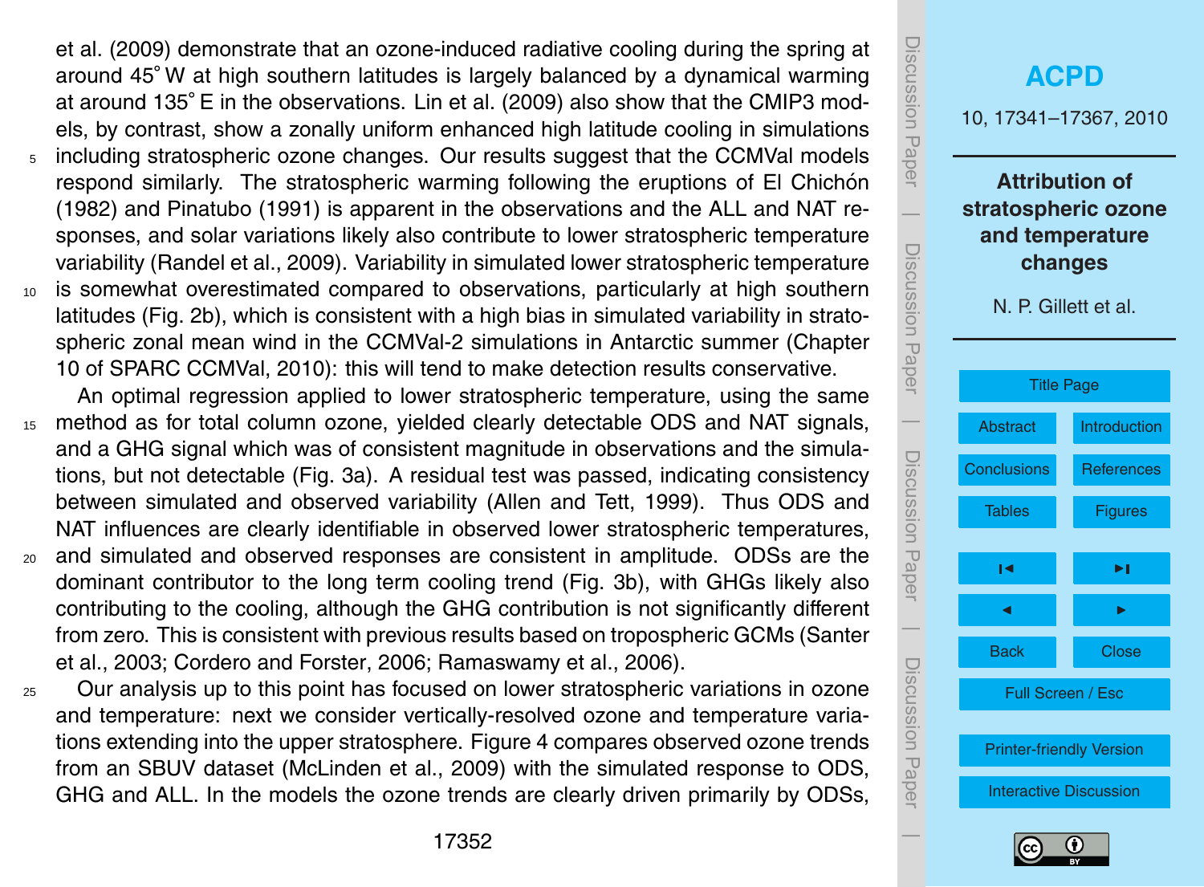et al. (2009) demonstrate that an ozone-induced radiative cooling during the spring at around 45° W at high southern latitudes is largely balanced by a dynamical warming at around 135° E in the observations. Lin et al. (2009) also show that the CMIP3 models, by contrast, show a zonally uniform enhanced high latitude cooling in simulations including stratospheric ozone changes. Our results suggest that the CCMVal models respond similarly. The stratospheric warming following the eruptions of El Chichón (1982) and Pinatubo (1991) is apparent in the observations and the ALL and NAT responses, and solar variations likely also contribute to lower stratospheric temperature variability (Randel et al., 2009). Variability in simulated lower stratospheric temperature is somewhat overestimated compared to observations, particularly at high southern latitudes (Fig. 2b), which is consistent with a high bias in simulated variability in stratospheric zonal mean wind in the CCMVal-2 simulations in Antarctic summer (Chapter 10 of SPARC CCMVal, 2010): this will tend to make detection results conservative.

An optimal regression applied to lower stratospheric temperature, using the same method as for total column ozone, yielded clearly detectable ODS and NAT signals, and a GHG signal which was of consistent magnitude in observations and the simulations, but not detectable (Fig. 3a). A residual test was passed, indicating consistency between simulated and observed variability (Allen and Tett, 1999). Thus ODS and NAT influences are clearly identifiable in observed lower stratospheric temperatures, and simulated and observed responses are consistent in amplitude. ODSs are the dominant contributor to the long term cooling trend (Fig. 3b), with GHGs likely also contributing to the cooling, although the GHG contribution is not significantly different from zero. This is consistent with previous results based on tropospheric GCMs (Santer et al., 2003; Cordero and Forster, 2006; Ramaswamy et al., 2006).

Our analysis up to this point has focused on lower stratospheric variations in ozone and temperature: next we consider vertically-resolved ozone and temperature variations extending into the upper stratosphere. Figure 4 compares observed ozone trends from an SBUV dataset (McLinden et al., 2009) with the simulated response to ODS, GHG and ALL. In the models the ozone trends are clearly driven primarily by ODSs,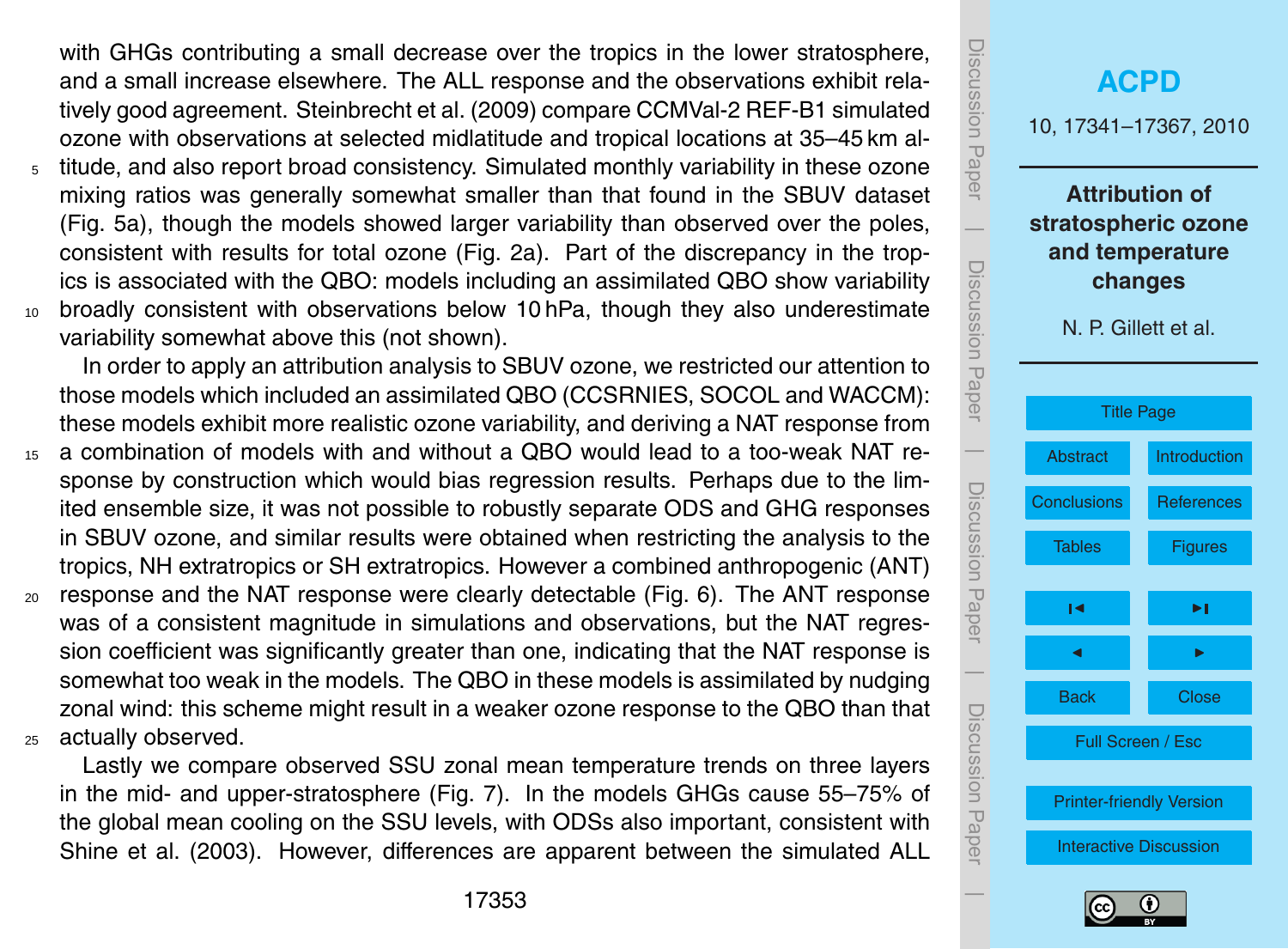with GHGs contributing a small decrease over the tropics in the lower stratosphere, and a small increase elsewhere. The ALL response and the observations exhibit relatively good agreement. Steinbrecht et al. (2009) compare CCMVal-2 REF-B1 simulated ozone with observations at selected midlatitude and tropical locations at 35–45 km altitude, and also report broad consistency. Simulated monthly variability in these ozone mixing ratios was generally somewhat smaller than that found in the SBUV dataset (Fig. 5a), though the models showed larger variability than observed over the poles, consistent with results for total ozone (Fig. 2a). Part of the discrepancy in the tropics is associated with the QBO: models including an assimilated QBO show variability broadly consistent with observations below 10 hPa, though they also underestimate variability somewhat above this (not shown).

In order to apply an attribution analysis to SBUV ozone, we restricted our attention to those models which included an assimilated QBO (CCSRNIES, SOCOL and WACCM): these models exhibit more realistic ozone variability, and deriving a NAT response from a combination of models with and without a QBO would lead to a too-weak NAT response by construction which would bias regression results. Perhaps due to the limited ensemble size, it was not possible to robustly separate ODS and GHG responses in SBUV ozone, and similar results were obtained when restricting the analysis to the tropics, NH extratropics or SH extratropics. However a combined anthropogenic (ANT) response and the NAT response were clearly detectable (Fig. 6). The ANT response was of a consistent magnitude in simulations and observations, but the NAT regression coefficient was significantly greater than one, indicating that the NAT response is somewhat too weak in the models. The QBO in these models is assimilated by nudging zonal wind: this scheme might result in a weaker ozone response to the QBO than that actually observed.

Lastly we compare observed SSU zonal mean temperature trends on three layers in the mid- and upper-stratosphere (Fig. 7). In the models GHGs cause 55–75% of the global mean cooling on the SSU levels, with ODSs also important, consistent with Shine et al. (2003). However, differences are apparent between the simulated ALL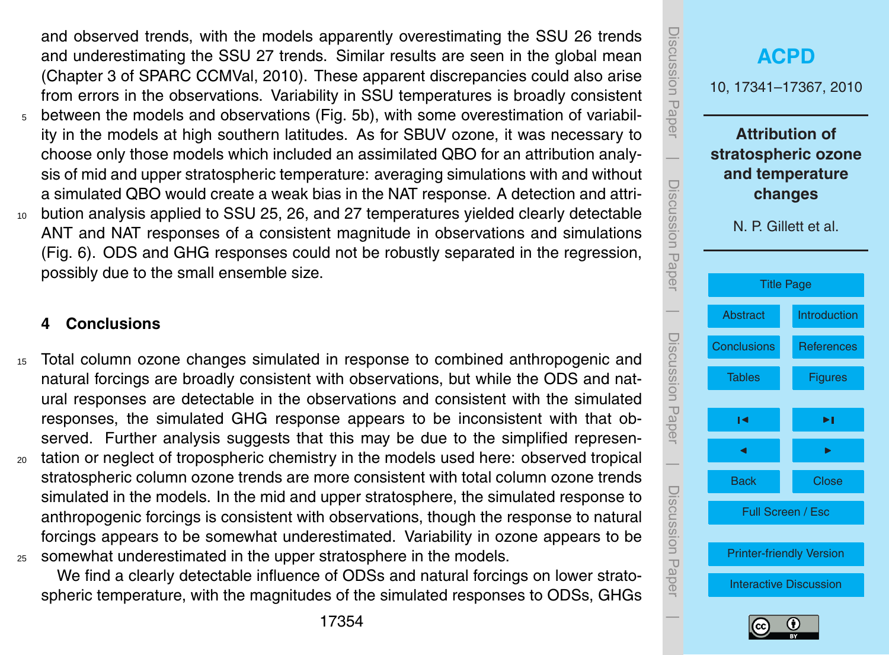and observed trends, with the models apparently overestimating the SSU 26 trends and underestimating the SSU 27 trends. Similar results are seen in the global mean (Chapter 3 of SPARC CCMVal, 2010). These apparent discrepancies could also arise from errors in the observations. Variability in SSU temperatures is broadly consistent between the models and observations (Fig. 5b), with some overestimation of variability in the models at high southern latitudes. As for SBUV ozone, it was necessary to choose only those models which included an assimilated QBO for an attribution analysis of mid and upper stratospheric temperature: averaging simulations with and without a simulated QBO would create a weak bias in the NAT response. A detection and attribution analysis applied to SSU 25, 26, and 27 temperatures yielded clearly detectable ANT and NAT responses of a consistent magnitude in observations and simulations (Fig. 6). ODS and GHG responses could not be robustly separated in the regression, possibly due to the small ensemble size.

## 4 Conclusions

Total column ozone changes simulated in response to combined anthropogenic and natural forcings are broadly consistent with observations, but while the ODS and natural responses are detectable in the observations and consistent with the simulated responses, the simulated GHG response appears to be inconsistent with that observed. Further analysis suggests that this may be due to the simplified representation or neglect of tropospheric chemistry in the models used here: observed tropical stratospheric column ozone trends are more consistent with total column ozone trends simulated in the models. In the mid and upper stratosphere, the simulated response to anthropogenic forcings is consistent with observations, though the response to natural forcings appears to be somewhat underestimated. Variability in ozone appears to be somewhat underestimated in the upper stratosphere in the models.

We find a clearly detectable influence of ODSs and natural forcings on lower stratospheric temperature, with the magnitudes of the simulated responses to ODSs, GHGs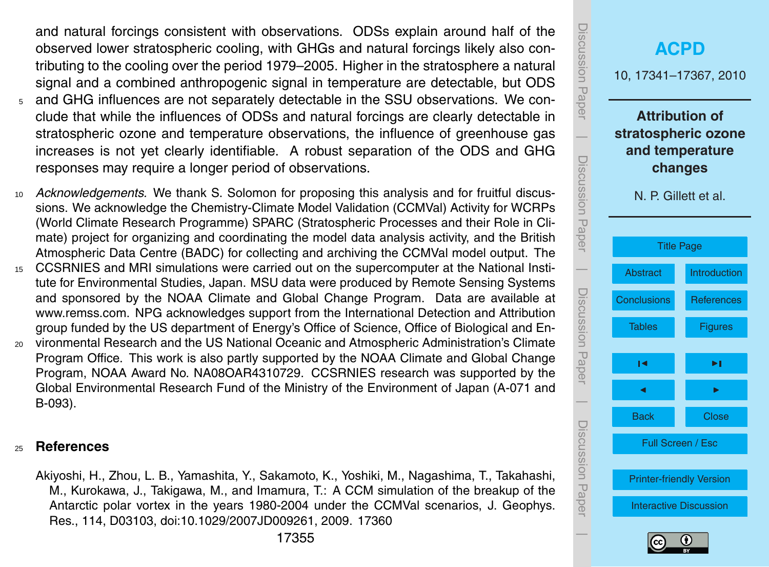and natural forcings consistent with observations. ODSs explain around half of the observed lower stratospheric cooling, with GHGs and natural forcings likely also contributing to the cooling over the period 1979–2005. Higher in the stratosphere a natural signal and a combined anthropogenic signal in temperature are detectable, but ODS and GHG influences are not separately detectable in the SSU observations. We conclude that while the influences of ODSs and natural forcings are clearly detectable in stratospheric ozone and temperature observations, the influence of greenhouse gas increases is not yet clearly identifiable. A robust separation of the ODS and GHG responses may require a longer period of observations.

*Acknowledgements.* We thank S. Solomon for proposing this analysis and for fruitful discussions. We acknowledge the Chemistry-Climate Model Validation (CCMVal) Activity for WCRPs (World Climate Research Programme) SPARC (Stratospheric Processes and their Role in Climate) project for organizing and coordinating the model data analysis activity, and the British Atmospheric Data Centre (BADC) for collecting and archiving the CCMVal model output. The CCSRNIES and MRI simulations were carried out on the supercomputer at the National Institute for Environmental Studies, Japan. MSU data were produced by Remote Sensing Systems and sponsored by the NOAA Climate and Global Change Program. Data are available at www.remss.com. NPG acknowledges support from the International Detection and Attribution group funded by the US department of Energy's Office of Science, Office of Biological and Environmental Research and the US National Oceanic and Atmospheric Administration's Climate Program Office. This work is also partly supported by the NOAA Climate and Global Change Program, NOAA Award No. NA08OAR4310729. CCSRNIES research was supported by the Global Environmental Research Fund of the Ministry of the Environment of Japan (A-071 and B-093).

## References

Akiyoshi, H., Zhou, L. B., Yamashita, Y., Sakamoto, K., Yoshiki, M., Nagashima, T., Takahashi, M., Kurokawa, J., Takigawa, M., and Imamura, T.: A CCM simulation of the breakup of the Antarctic polar vortex in the years 1980-2004 under the CCMVal scenarios, J. Geophys. Res., 114, D03103, doi:10.1029/2007JD009261, 2009. 17360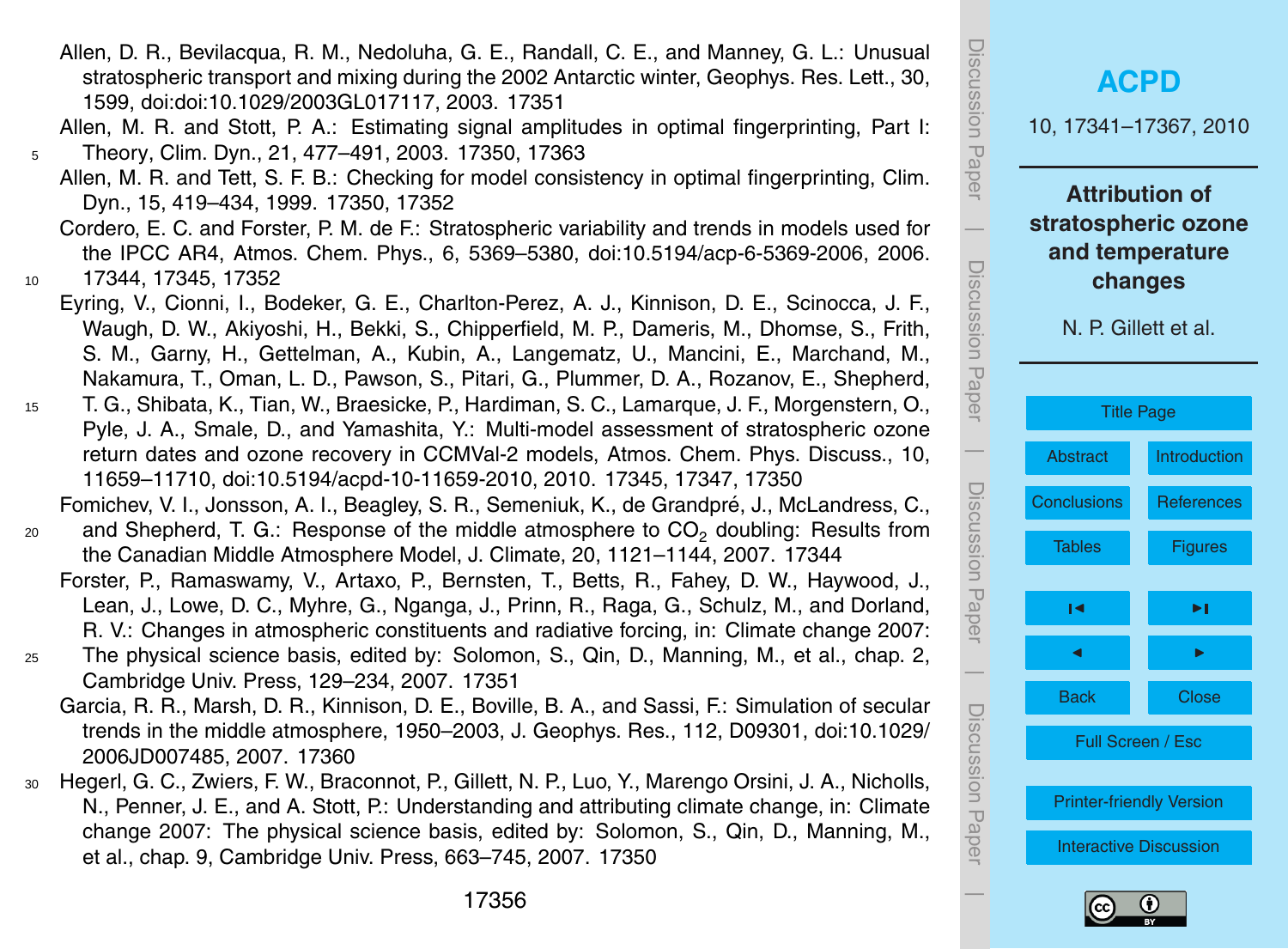Allen, D. R., Bevilacqua, R. M., Nedoluha, G. E., Randall, C. E., and Manney, G. L.: Unusual stratospheric transport and mixing during the 2002 Antarctic winter, Geophys. Res. Lett., 30, 1599, doi:doi:10.1029/2003GL017117, 2003. 17351

Allen, M. R. and Stott, P. A.: Estimating signal amplitudes in optimal fingerprinting, Part I: Theory, Clim. Dyn., 21, 477–491, 2003. 17350, 17363

Allen, M. R. and Tett, S. F. B.: Checking for model consistency in optimal fingerprinting, Clim. Dyn., 15, 419–434, 1999. 17350, 17352

Cordero, E. C. and Forster, P. M. de F.: Stratospheric variability and trends in models used for the IPCC AR4, Atmos. Chem. Phys., 6, 5369–5380, doi:10.5194/acp-6-5369-2006, 2006. 17344, 17345, 17352

Eyring, V., Cionni, I., Bodeker, G. E., Charlton-Perez, A. J., Kinnison, D. E., Scinocca, J. F., Waugh, D. W., Akiyoshi, H., Bekki, S., Chipperfield, M. P., Dameris, M., Dhomse, S., Frith, S. M., Garny, H., Gettelman, A., Kubin, A., Langematz, U., Mancini, E., Marchand, M., Nakamura, T., Oman, L. D., Pawson, S., Pitari, G., Plummer, D. A., Rozanov, E., Shepherd, T. G., Shibata, K., Tian, W., Braesicke, P., Hardiman, S. C., Lamarque, J. F., Morgenstern, O., Pyle, J. A., Smale, D., and Yamashita, Y.: Multi-model assessment of stratospheric ozone return dates and ozone recovery in CCMVal-2 models, Atmos. Chem. Phys. Discuss., 10, 11659–11710, doi:10.5194/acpd-10-11659-2010, 2010. 17345, 17347, 17350

Fomichev, V. I., Jonsson, A. I., Beagley, S. R., Semeniuk, K., de Grandpré, J., McLandress, C., and Shepherd, T. G.: Response of the middle atmosphere to $CO_2$ doubling: Results from the Canadian Middle Atmosphere Model, J. Climate, 20, 1121–1144, 2007. 17344

Forster, P., Ramaswamy, V., Artaxo, P., Bernsten, T., Betts, R., Fahey, D. W., Haywood, J., Lean, J., Lowe, D. C., Myhre, G., Nganga, J., Prinn, R., Raga, G., Schulz, M., and Dorland, R. V.: Changes in atmospheric constituents and radiative forcing, in: Climate change 2007: The physical science basis, edited by: Solomon, S., Qin, D., Manning, M., et al., chap. 2, Cambridge Univ. Press, 129–234, 2007. 17351

Garcia, R. R., Marsh, D. R., Kinnison, D. E., Boville, B. A., and Sassi, F.: Simulation of secular trends in the middle atmosphere, 1950–2003, J. Geophys. Res., 112, D09301, doi:10.1029/2006JD007485, 2007. 17360

Hegerl, G. C., Zwiers, F. W., Braconnot, P., Gillett, N. P., Luo, Y., Marengo Orsini, J. A., Nicholls, N., Penner, J. E., and A. Stott, P.: Understanding and attributing climate change, in: Climate change 2007: The physical science basis, edited by: Solomon, S., Qin, D., Manning, M., et al., chap. 9, Cambridge Univ. Press, 663–745, 2007. 17350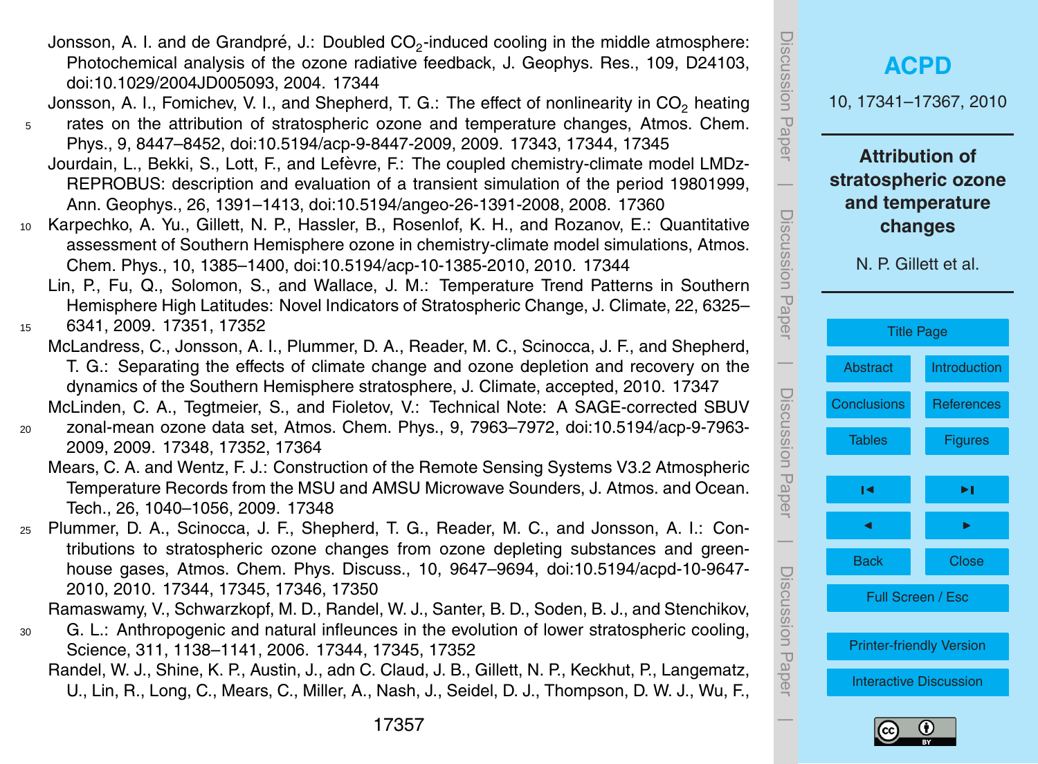Jonsson, A. I. and de Grandpré, J.: Doubled $CO_2$-induced cooling in the middle atmosphere: Photochemical analysis of the ozone radiative feedback, J. Geophys. Res., 109, D24103, doi:10.1029/2004JD005093, 2004. 17344

Jonsson, A. I., Fomichev, V. I., and Shepherd, T. G.: The effect of nonlinearity in $CO_2$ heating rates on the attribution of stratospheric ozone and temperature changes, Atmos. Chem. Phys., 9, 8447–8452, doi:10.5194/acp-9-8447-2009, 2009. 17343, 17344, 17345

Jourdain, L., Bekki, S., Lott, F., and Lefèvre, F.: The coupled chemistry-climate model LMDz-REPROBUS: description and evaluation of a transient simulation of the period 19801999, Ann. Geophys., 26, 1391–1413, doi:10.5194/angeo-26-1391-2008, 2008. 17360

Karpechko, A. Yu., Gillett, N. P., Hassler, B., Rosenlof, K. H., and Rozanov, E.: Quantitative assessment of Southern Hemisphere ozone in chemistry-climate model simulations, Atmos. Chem. Phys., 10, 1385–1400, doi:10.5194/acp-10-1385-2010, 2010. 17344

Lin, P., Fu, Q., Solomon, S., and Wallace, J. M.: Temperature Trend Patterns in Southern Hemisphere High Latitudes: Novel Indicators of Stratospheric Change, J. Climate, 22, 6325–6341, 2009. 17351, 17352

McLandress, C., Jonsson, A. I., Plummer, D. A., Reader, M. C., Scinocca, J. F., and Shepherd, T. G.: Separating the effects of climate change and ozone depletion and recovery on the dynamics of the Southern Hemisphere stratosphere, J. Climate, accepted, 2010. 17347

McLinden, C. A., Tegtmeier, S., and Fioletov, V.: Technical Note: A SAGE-corrected SBUV zonal-mean ozone data set, Atmos. Chem. Phys., 9, 7963–7972, doi:10.5194/acp-9-7963-2009, 2009. 17348, 17352, 17364

Mears, C. A. and Wentz, F. J.: Construction of the Remote Sensing Systems V3.2 Atmospheric Temperature Records from the MSU and AMSU Microwave Sounders, J. Atmos. and Ocean. Tech., 26, 1040–1056, 2009. 17348

Plummer, D. A., Scinocca, J. F., Shepherd, T. G., Reader, M. C., and Jonsson, A. I.: Contributions to stratospheric ozone changes from ozone depleting substances and greenhouse gases, Atmos. Chem. Phys. Discuss., 10, 9647–9694, doi:10.5194/acpd-10-9647-2010, 2010. 17344, 17345, 17346, 17350

Ramaswamy, V., Schwarzkopf, M. D., Randel, W. J., Santer, B. D., Soden, B. J., and Stenchikov, G. L.: Anthropogenic and natural infleunces in the evolution of lower stratospheric cooling, Science, 311, 1138–1141, 2006. 17344, 17345, 17352

Randel, W. J., Shine, K. P., Austin, J., adn C. Claud, J. B., Gillett, N. P., Keckhut, P., Langematz, U., Lin, R., Long, C., Mears, C., Miller, A., Nash, J., Seidel, D. J., Thompson, D. W. J., Wu, F.,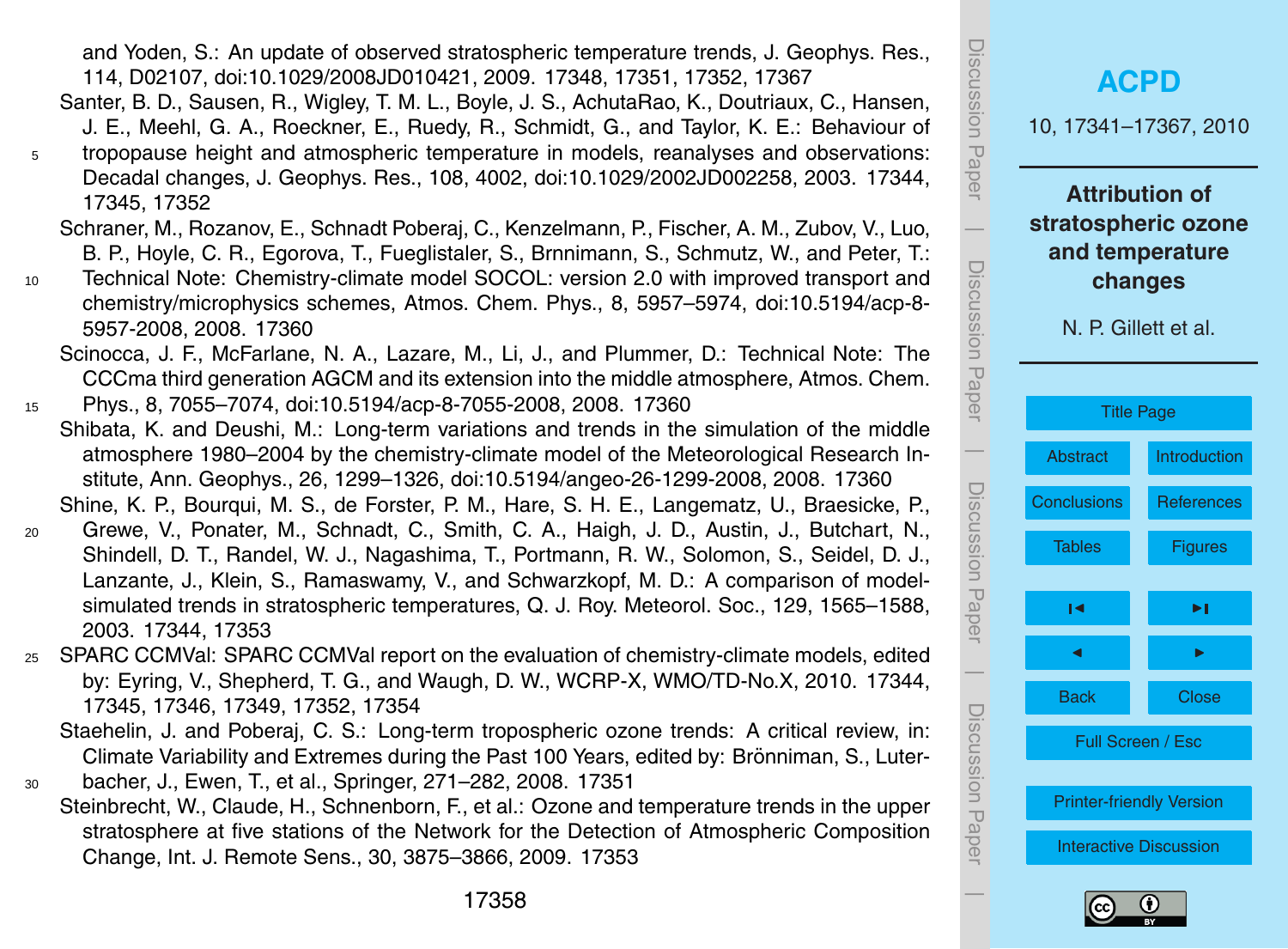and Yoden, S.: An update of observed stratospheric temperature trends, J. Geophys. Res., 114, D02107, doi:10.1029/2008JD010421, 2009. 17348, 17351, 17352, 17367

Santer, B. D., Sausen, R., Wigley, T. M. L., Boyle, J. S., AchutaRao, K., Doutriaux, C., Hansen, J. E., Meehl, G. A., Roeckner, E., Ruedy, R., Schmidt, G., and Taylor, K. E.: Behaviour of tropopause height and atmospheric temperature in models, reanalyses and observations: Decadal changes, J. Geophys. Res., 108, 4002, doi:10.1029/2002JD002258, 2003. 17344, 17345, 17352

Schraner, M., Rozanov, E., Schnadt Poberaj, C., Kenzelmann, P., Fischer, A. M., Zubov, V., Luo, B. P., Hoyle, C. R., Egorova, T., Fueglistaler, S., Brnnimann, S., Schmutz, W., and Peter, T.: Technical Note: Chemistry-climate model SOCOL: version 2.0 with improved transport and chemistry/microphysics schemes, Atmos. Chem. Phys., 8, 5957–5974, doi:10.5194/acp-8-5957-2008, 2008. 17360

Scinocca, J. F., McFarlane, N. A., Lazare, M., Li, J., and Plummer, D.: Technical Note: The CCCma third generation AGCM and its extension into the middle atmosphere, Atmos. Chem. Phys., 8, 7055–7074, doi:10.5194/acp-8-7055-2008, 2008. 17360

Shibata, K. and Deushi, M.: Long-term variations and trends in the simulation of the middle atmosphere 1980–2004 by the chemistry-climate model of the Meteorological Research Institute, Ann. Geophys., 26, 1299–1326, doi:10.5194/angeo-26-1299-2008, 2008. 17360

Shine, K. P., Bourqui, M. S., de Forster, P. M., Hare, S. H. E., Langematz, U., Braesicke, P., Grewe, V., Ponater, M., Schnadt, C., Smith, C. A., Haigh, J. D., Austin, J., Butchart, N., Shindell, D. T., Randel, W. J., Nagashima, T., Portmann, R. W., Solomon, S., Seidel, D. J., Lanzante, J., Klein, S., Ramaswamy, V., and Schwarzkopf, M. D.: A comparison of model-simulated trends in stratospheric temperatures, Q. J. Roy. Meteorol. Soc., 129, 1565–1588, 2003. 17344, 17353

SPARC CCMVal: SPARC CCMVal report on the evaluation of chemistry-climate models, edited by: Eyring, V., Shepherd, T. G., and Waugh, D. W., WCRP-X, WMO/TD-No.X, 2010. 17344, 17345, 17346, 17349, 17352, 17354

Staehelin, J. and Poberaj, C. S.: Long-term tropospheric ozone trends: A critical review, in: Climate Variability and Extremes during the Past 100 Years, edited by: Brönniman, S., Luterbacher, J., Ewen, T., et al., Springer, 271–282, 2008. 17351

Steinbrecht, W., Claude, H., Schnenborn, F., et al.: Ozone and temperature trends in the upper stratosphere at five stations of the Network for the Detection of Atmospheric Composition Change, Int. J. Remote Sens., 30, 3875–3866, 2009. 17353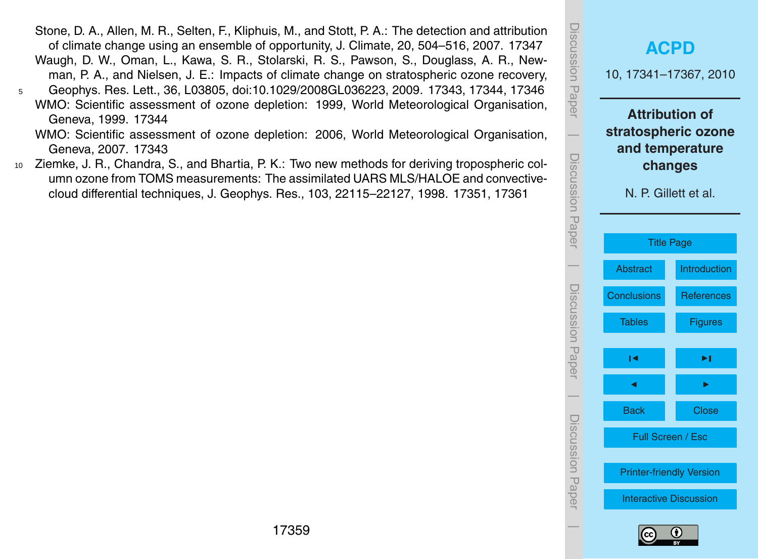Stone, D. A., Allen, M. R., Selten, F., Kliphuis, M., and Stott, P. A.: The detection and attribution of climate change using an ensemble of opportunity, J. Climate, 20, 504–516, 2007. 17347

Waugh, D. W., Oman, L., Kawa, S. R., Stolarski, R. S., Pawson, S., Douglass, A. R., Newman, P. A., and Nielsen, J. E.: Impacts of climate change on stratospheric ozone recovery, Geophys. Res. Lett., 36, L03805, doi:10.1029/2008GL036223, 2009. 17343, 17344, 17346

WMO: Scientific assessment of ozone depletion: 1999, World Meteorological Organisation, Geneva, 1999. 17344

WMO: Scientific assessment of ozone depletion: 2006, World Meteorological Organisation, Geneva, 2007. 17343

Ziemke, J. R., Chandra, S., and Bhartia, P. K.: Two new methods for deriving tropospheric column ozone from TOMS measurements: The assimilated UARS MLS/HALOE and convective-cloud differential techniques, J. Geophys. Res., 103, 22115–22127, 1998. 17351, 17361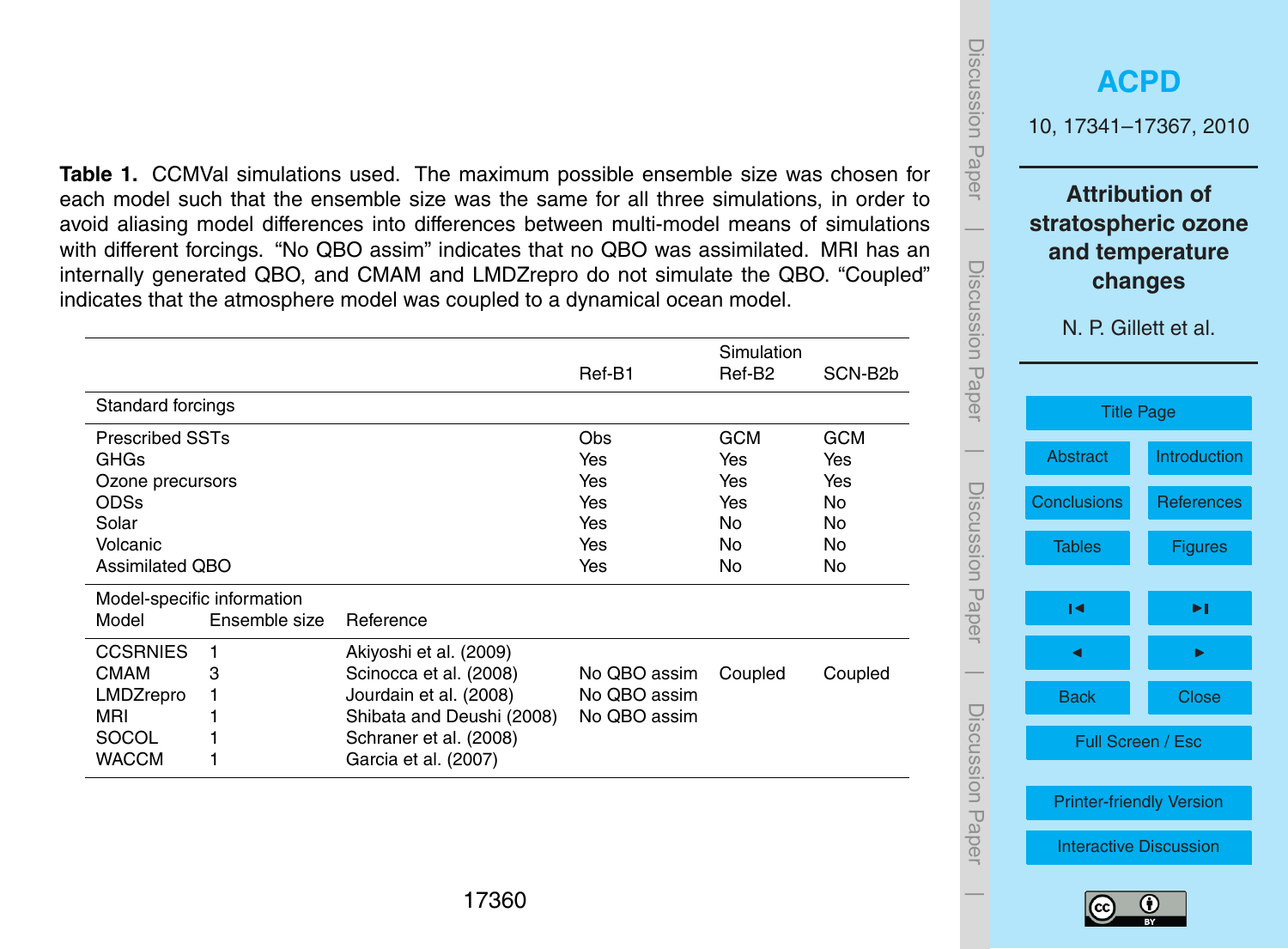**Table 1.** CCMVal simulations used. The maximum possible ensemble size was chosen for each model such that the ensemble size was the same for all three simulations, in order to avoid aliasing model differences into differences between multi-model means of simulations with different forcings. "No QBO assim" indicates that no QBO was assimilated. MRI has an internally generated QBO, and CMAM and LMDZrepro do not simulate the QBO. "Coupled" indicates that the atmosphere model was coupled to a dynamical ocean model.

| | | | Simulation | | |
|---|---|---|---|---|---|
| | | | Ref-B1 | Ref-B2 | SCN-B2b |
| **Standard forcings** | | | | | |
| Prescribed SSTs | | | Obs | GCM | GCM |
| GHGs | | | Yes | Yes | Yes |
| Ozone precursors | | | Yes | Yes | Yes |
| ODSs | | | Yes | Yes | No |
| Solar | | | Yes | No | No |
| Volcanic | | | Yes | No | No |
| Assimilated QBO | | | Yes | No | No |
| **Model-specific information** | | | | | |
| Model | Ensemble size | Reference | | | |
| CCSRNIES | 1 | Akiyoshi et al. (2009) | | | |
| CMAM | 3 | Scinocca et al. (2008) | No QBO assim | Coupled | Coupled |
| LMDZrepro | 1 | Jourdain et al. (2008) | No QBO assim | | |
| MRI | 1 | Shibata and Deushi (2008) | No QBO assim | | |
| SOCOL | 1 | Schraner et al. (2008) | | | |
| WACCM | 1 | Garcia et al. (2007) | | | |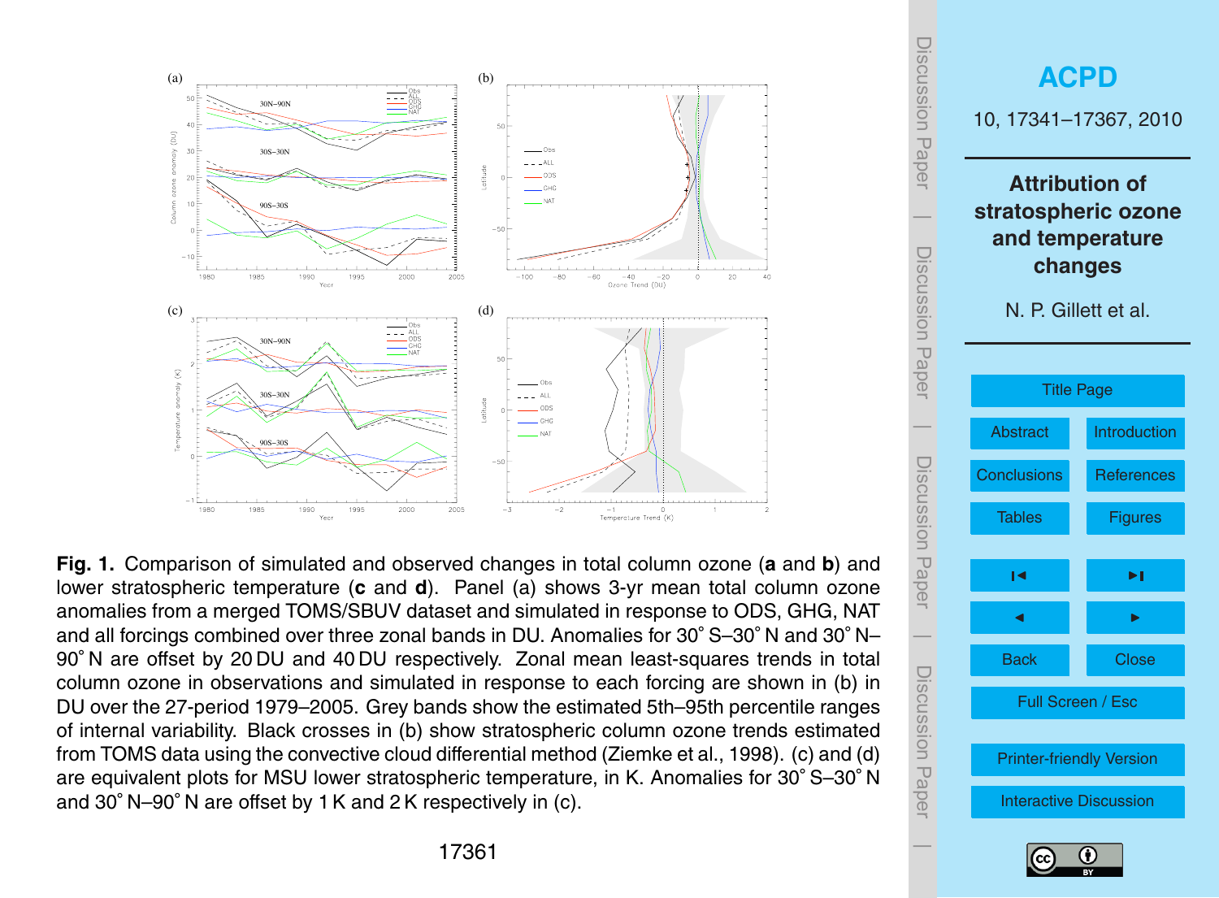**Fig. 1.** Comparison of simulated and observed changes in total column ozone (**a** and **b**) and lower stratospheric temperature (**c** and **d**). Panel (a) shows 3-yr mean total column ozone anomalies from a merged TOMS/SBUV dataset and simulated in response to ODS, GHG, NAT and all forcings combined over three zonal bands in DU. Anomalies for 30° S–30° N and 30° N–90° N are offset by 20 DU and 40 DU respectively. Zonal mean least-squares trends in total column ozone in observations and simulated in response to each forcing are shown in (b) in DU over the 27-period 1979–2005. Grey bands show the estimated 5th–95th percentile ranges of internal variability. Black crosses in (b) show stratospheric column ozone trends estimated from TOMS data using the convective cloud differential method (Ziemke et al., 1998). (c) and (d) are equivalent plots for MSU lower stratospheric temperature, in K. Anomalies for 30° S–30° N and 30° N–90° N are offset by 1 K and 2 K respectively in (c).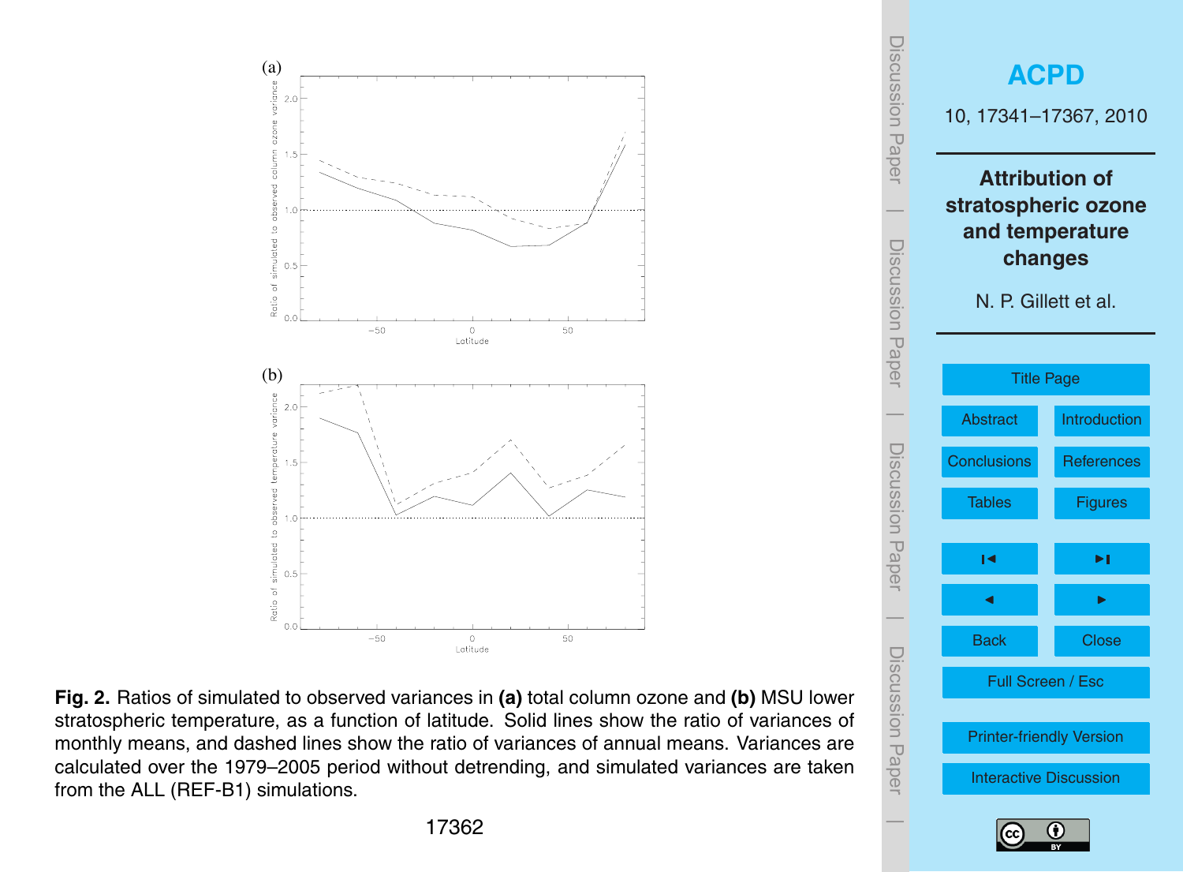**Fig. 2.** Ratios of simulated to observed variances in **(a)** total column ozone and **(b)** MSU lower stratospheric temperature, as a function of latitude. Solid lines show the ratio of variances of monthly means, and dashed lines show the ratio of variances of annual means. Variances are calculated over the 1979–2005 period without detrending, and simulated variances are taken from the ALL (REF-B1) simulations.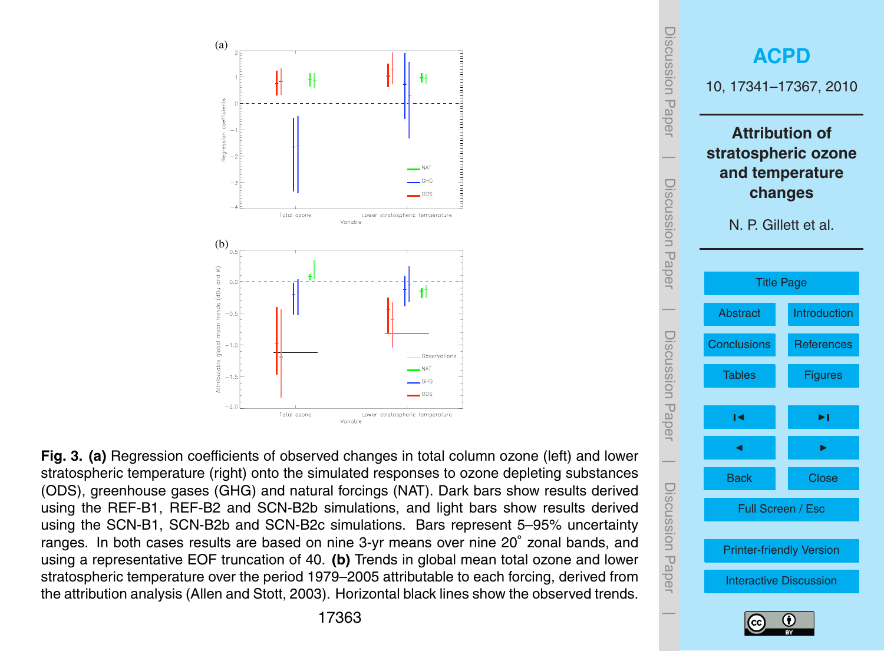**Fig. 3. (a)** Regression coefficients of observed changes in total column ozone (left) and lower stratospheric temperature (right) onto the simulated responses to ozone depleting substances (ODS), greenhouse gases (GHG) and natural forcings (NAT). Dark bars show results derived using the REF-B1, REF-B2 and SCN-B2b simulations, and light bars show results derived using the SCN-B1, SCN-B2b and SCN-B2c simulations. Bars represent 5–95% uncertainty ranges. In both cases results are based on nine 3-yr means over nine 20° zonal bands, and using a representative EOF truncation of 40. **(b)** Trends in global mean total ozone and lower stratospheric temperature over the period 1979–2005 attributable to each forcing, derived from the attribution analysis (Allen and Stott, 2003). Horizontal black lines show the observed trends.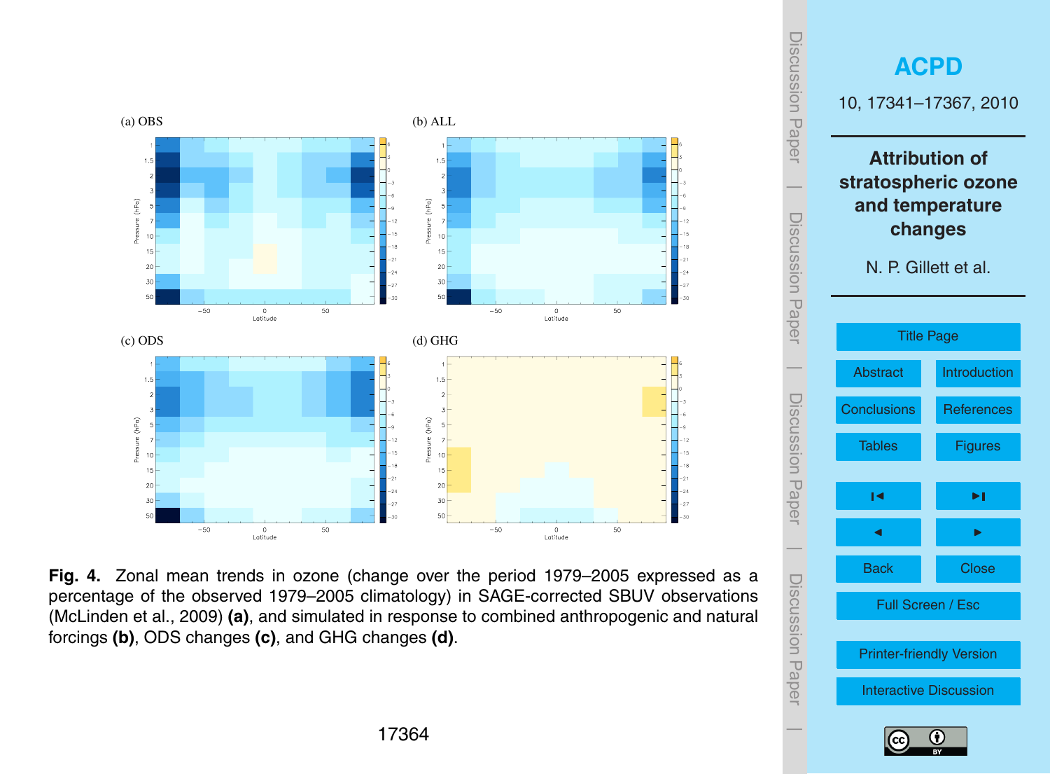**Fig. 4.** Zonal mean trends in ozone (change over the period 1979–2005 expressed as a percentage of the observed 1979–2005 climatology) in SAGE-corrected SBUV observations (McLinden et al., 2009) **(a)**, and simulated in response to combined anthropogenic and natural forcings **(b)**, ODS changes **(c)**, and GHG changes **(d)**.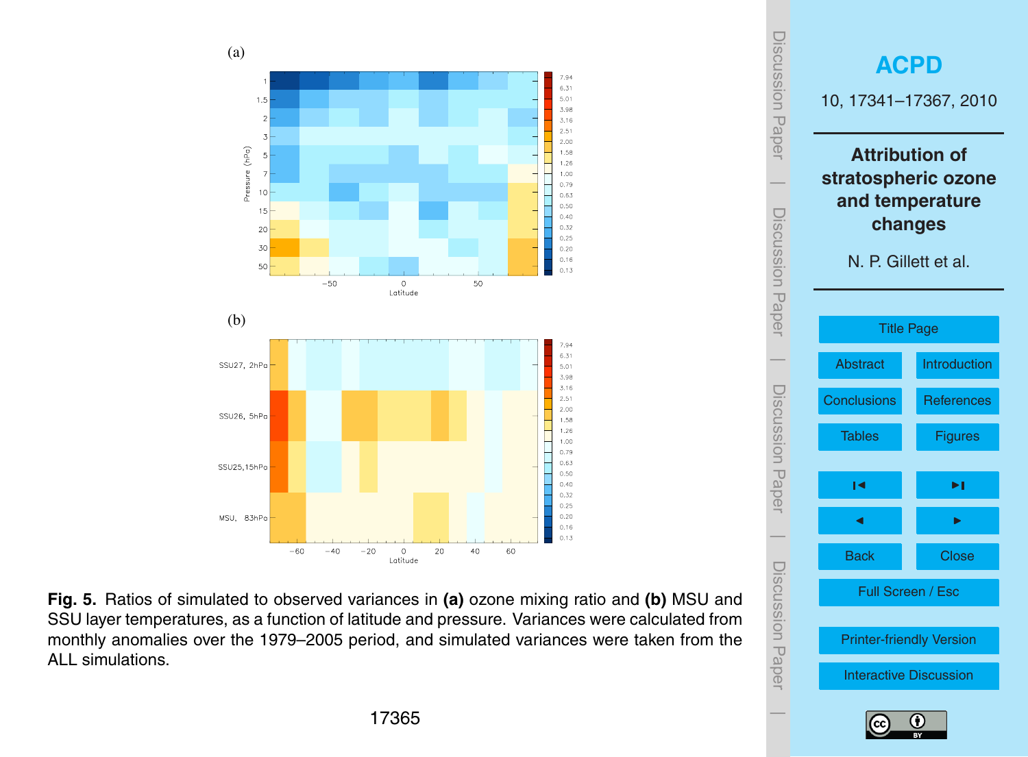**Fig. 5.** Ratios of simulated to observed variances in **(a)** ozone mixing ratio and **(b)** MSU and SSU layer temperatures, as a function of latitude and pressure. Variances were calculated from monthly anomalies over the 1979–2005 period, and simulated variances were taken from the ALL simulations.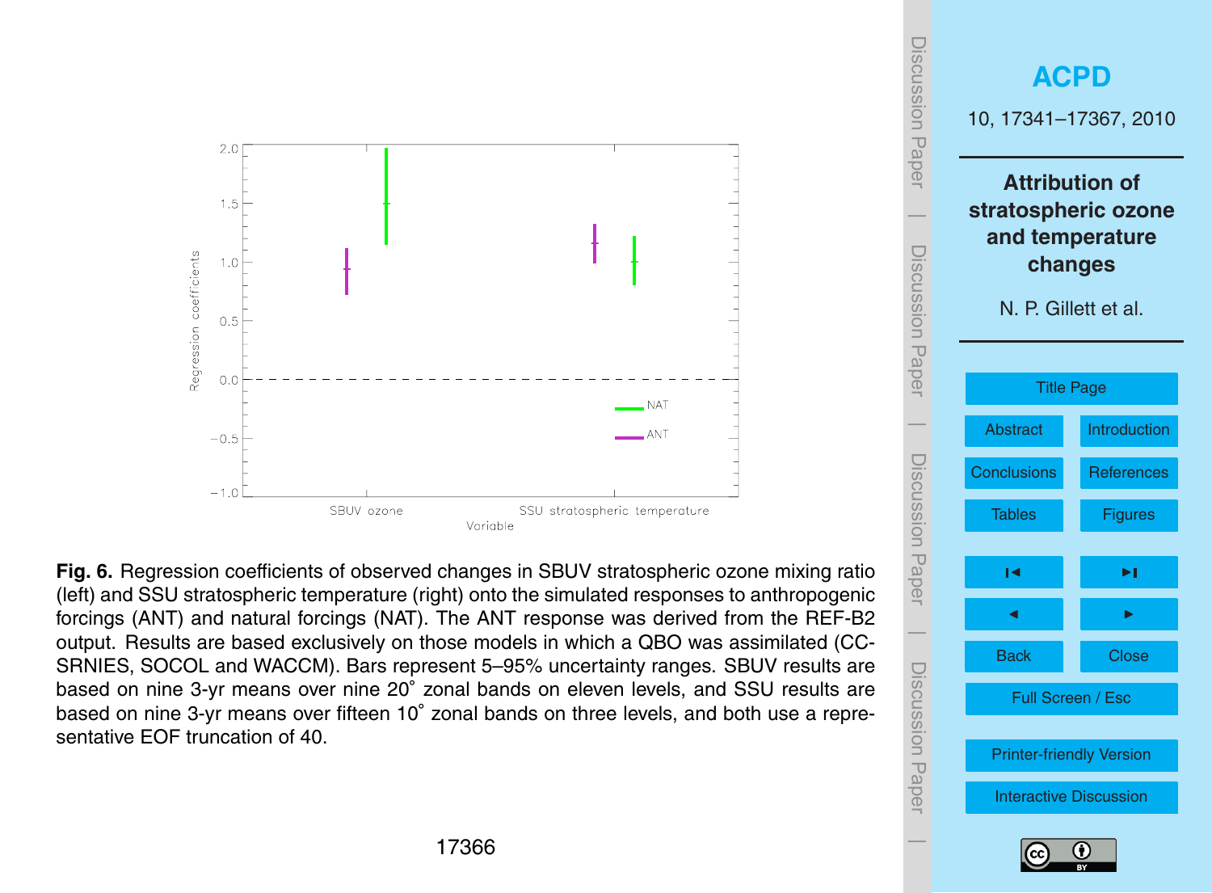**Fig. 6.** Regression coefficients of observed changes in SBUV stratospheric ozone mixing ratio (left) and SSU stratospheric temperature (right) onto the simulated responses to anthropogenic forcings (ANT) and natural forcings (NAT). The ANT response was derived from the REF-B2 output. Results are based exclusively on those models in which a QBO was assimilated (CC-SRNIES, SOCOL and WACCM). Bars represent 5–95% uncertainty ranges. SBUV results are based on nine 3-yr means over nine 20° zonal bands on eleven levels, and SSU results are based on nine 3-yr means over fifteen 10° zonal bands on three levels, and both use a representative EOF truncation of 40.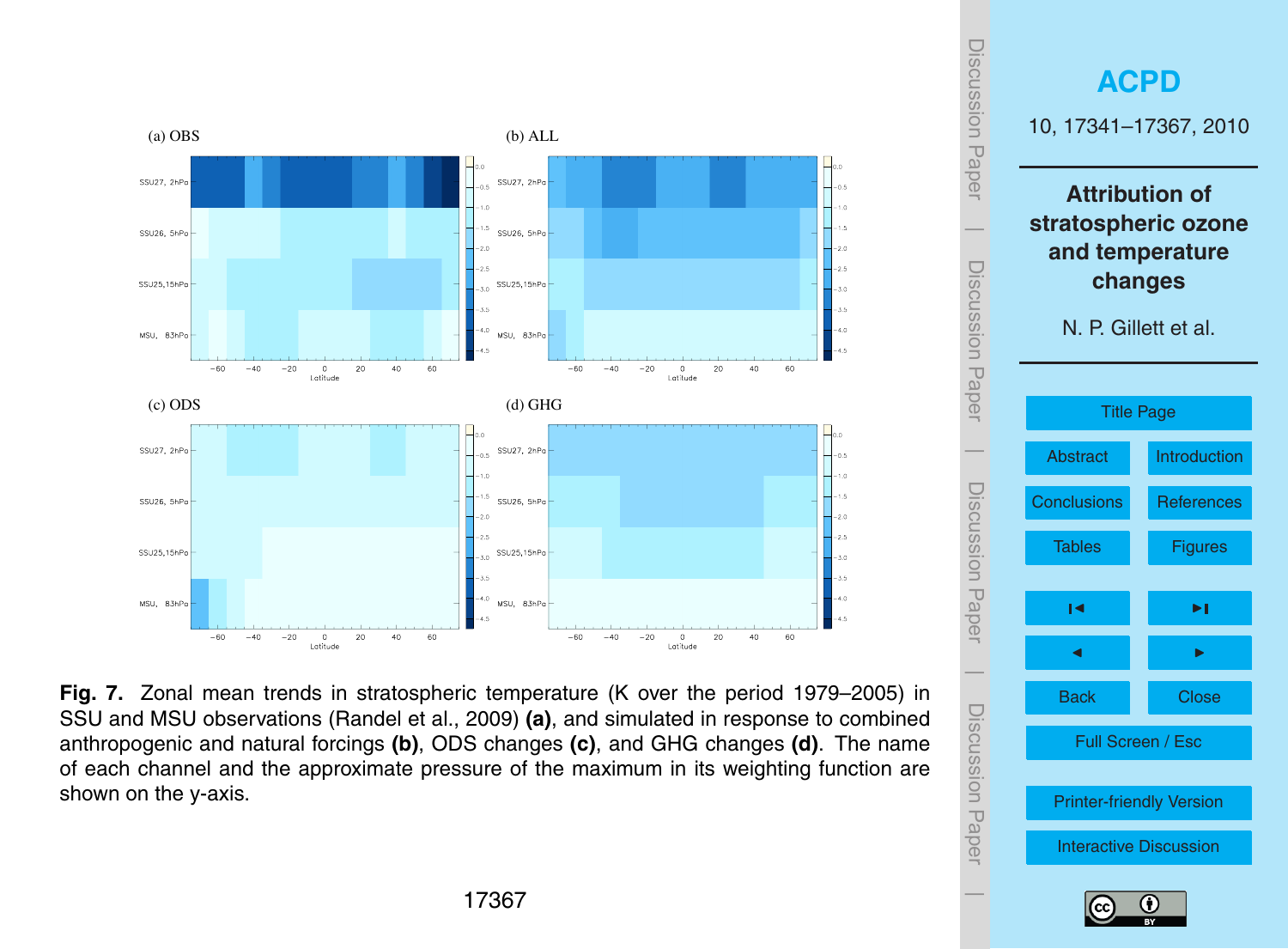(a) OBS

SSU27, 2hPa
SSU26, 5hPa
SSU25,15hPa
MSU, 83hPa

−60 −40 −20 0 20 40 60
Latitude

0.0
−0.5
−1.0
−1.5
−2.0
−2.5
−3.0
−3.5
−4.0
−4.5

(b) ALL

SSU27, 2hPa
SSU26, 5hPa
SSU25,15hPa
MSU, 83hPa

−60 −40 −20 0 20 40 60
Latitude

0.0
−0.5
−1.0
−1.5
−2.0
−2.5
−3.0
−3.5
−4.0
−4.5

(c) ODS

SSU27, 2hPa
SSU26, 5hPa
SSU25,15hPa
MSU, 83hPa

−60 −40 −20 0 20 40 60
Latitude

0.0
−0.5
−1.0
−1.5
−2.0
−2.5
−3.0
−3.5
−4.0
−4.5

(d) GHG

SSU27, 2hPa
SSU26, 5hPa
SSU25,15hPa
MSU, 83hPa

−60 −40 −20 0 20 40 60
Latitude

0.0
−0.5
−1.0
−1.5
−2.0
−2.5
−3.0
−3.5
−4.0
−4.5

**Fig. 7.** Zonal mean trends in stratospheric temperature (K over the period 1979–2005) in SSU and MSU observations (Randel et al., 2009) **(a)**, and simulated in response to combined anthropogenic and natural forcings **(b)**, ODS changes **(c)**, and GHG changes **(d)**. The name of each channel and the approximate pressure of the maximum in its weighting function are shown on the y-axis.